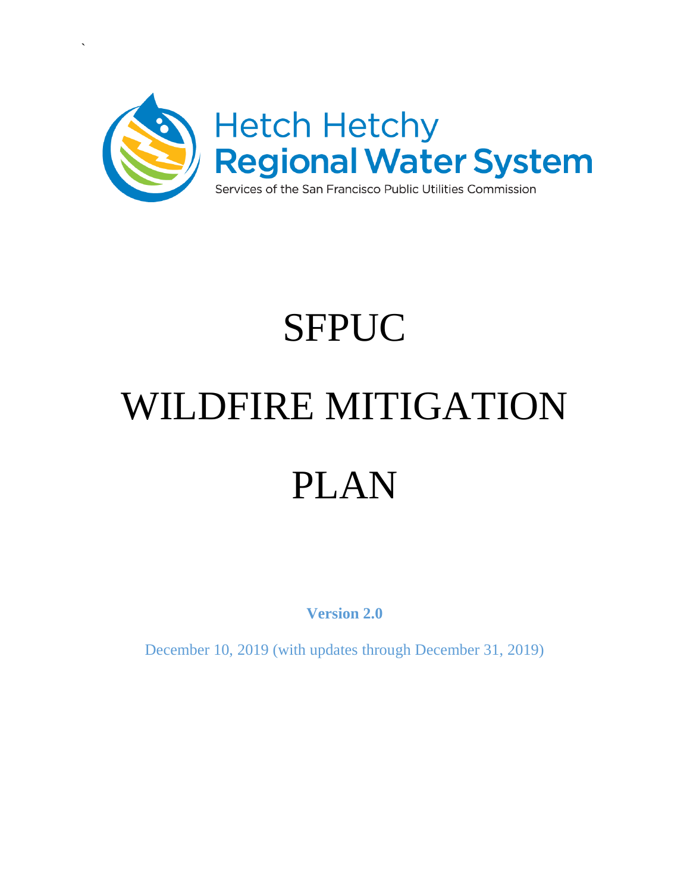`

Hetch Hetchy
Regional Water System
Services of the San Francisco Public Utilities Commission

# SFPUC

# WILDFIRE MITIGATION

# PLAN

**Version 2.0**

December 10, 2019 (with updates through December 31, 2019)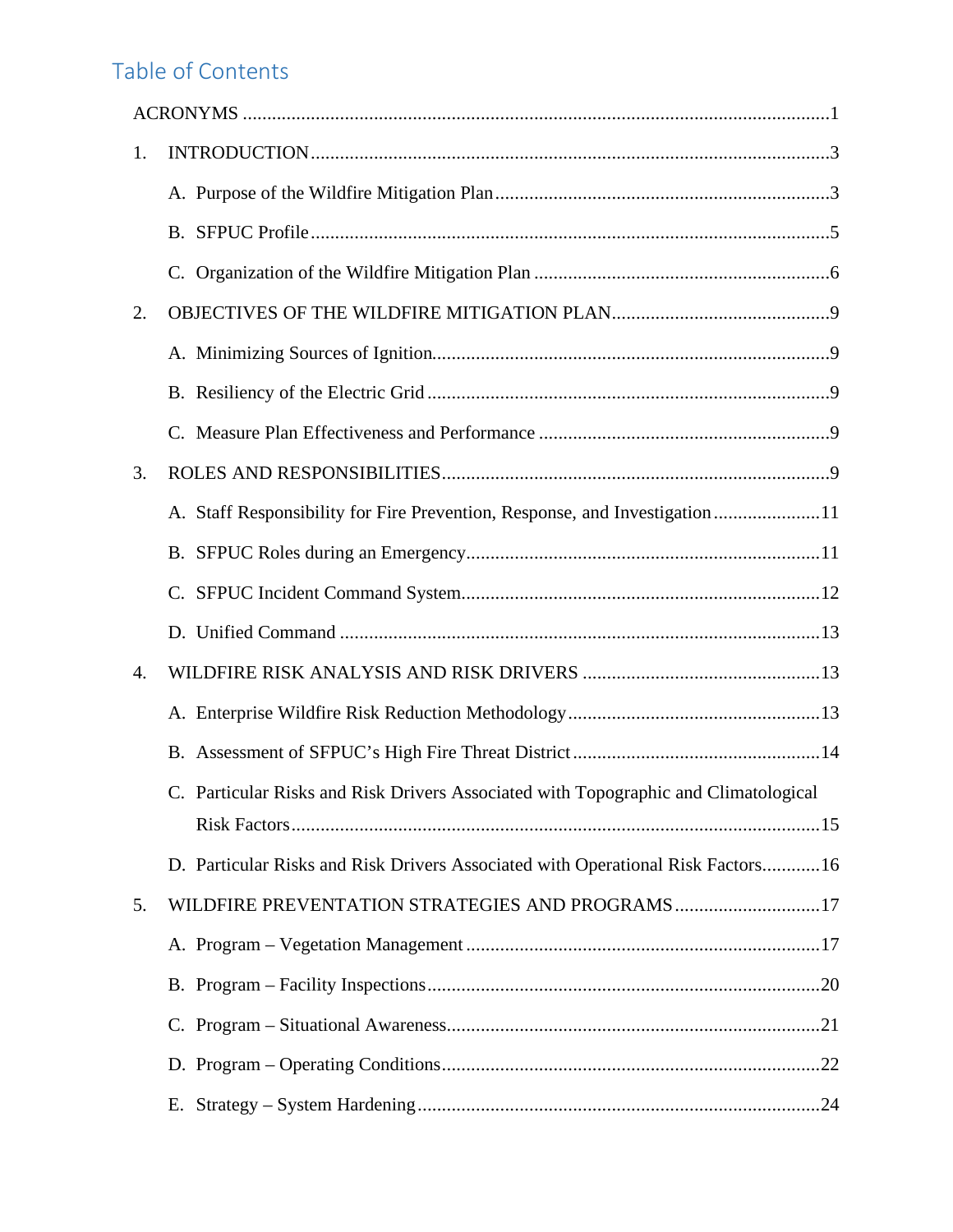# Table of Contents

ACRONYMS ....................................................................................................................1

1. INTRODUCTION...........................................................................................................3
   - A. Purpose of the Wildfire Mitigation Plan.....................................................................3
   - B. SFPUC Profile...........................................................................................................5
   - C. Organization of the Wildfire Mitigation Plan .............................................................6
2. OBJECTIVES OF THE WILDFIRE MITIGATION PLAN.............................................9
   - A. Minimizing Sources of Ignition..................................................................................9
   - B. Resiliency of the Electric Grid ...................................................................................9
   - C. Measure Plan Effectiveness and Performance ............................................................9
3. ROLES AND RESPONSIBILITIES................................................................................9
   - A. Staff Responsibility for Fire Prevention, Response, and Investigation......................11
   - B. SFPUC Roles during an Emergency.........................................................................11
   - C. SFPUC Incident Command System..........................................................................12
   - D. Unified Command ...................................................................................................13
4. WILDFIRE RISK ANALYSIS AND RISK DRIVERS .................................................13
   - A. Enterprise Wildfire Risk Reduction Methodology....................................................13
   - B. Assessment of SFPUC's High Fire Threat District...................................................14
   - C. Particular Risks and Risk Drivers Associated with Topographic and Climatological Risk Factors.............................................................................................................15
   - D. Particular Risks and Risk Drivers Associated with Operational Risk Factors............16
5. WILDFIRE PREVENTATION STRATEGIES AND PROGRAMS ..............................17
   - A. Program – Vegetation Management ........................................................................17
   - B. Program – Facility Inspections.................................................................................20
   - C. Program – Situational Awareness.............................................................................21
   - D. Program – Operating Conditions..............................................................................22
   - E. Strategy – System Hardening ..................................................................................24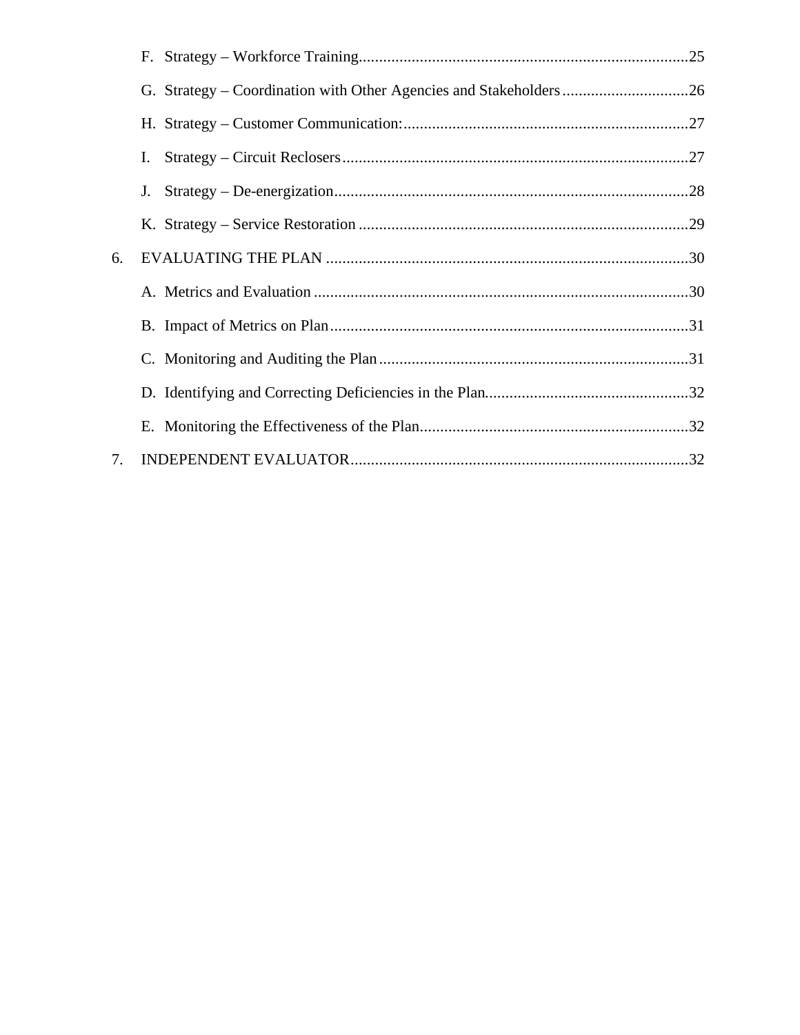F. Strategy – Workforce Training................................................................................25

G. Strategy – Coordination with Other Agencies and Stakeholders...............................26

H. Strategy – Customer Communication:.....................................................................27

I. Strategy – Circuit Reclosers....................................................................................27

J. Strategy – De-energization......................................................................................28

K. Strategy – Service Restoration ................................................................................29

6. EVALUATING THE PLAN ........................................................................................30

A. Metrics and Evaluation ...........................................................................................30

B. Impact of Metrics on Plan.......................................................................................31

C. Monitoring and Auditing the Plan...........................................................................31

D. Identifying and Correcting Deficiencies in the Plan.................................................32

E. Monitoring the Effectiveness of the Plan.................................................................32

7. INDEPENDENT EVALUATOR..................................................................................32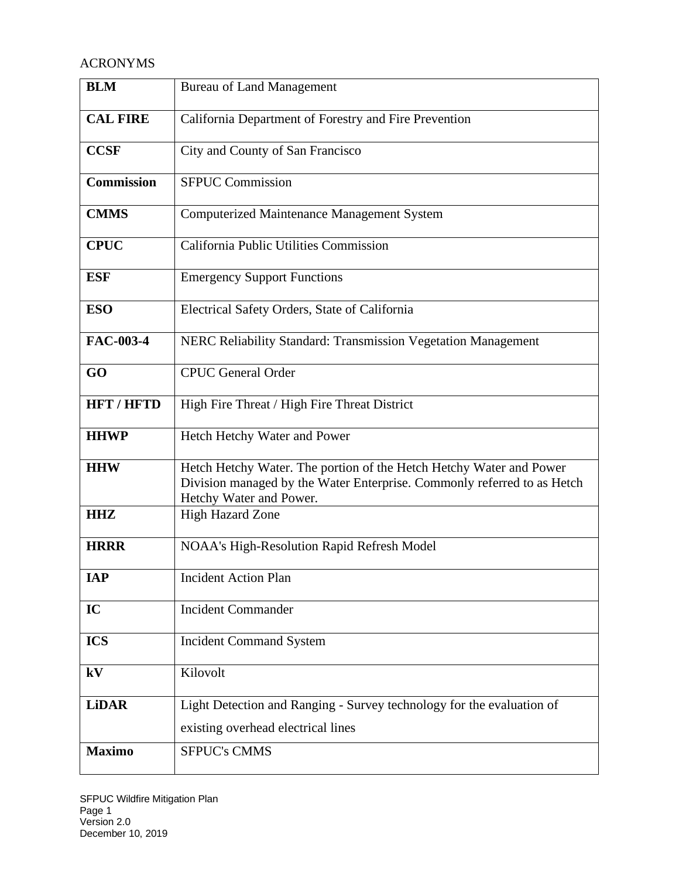ACRONYMS

| | |
|---|---|
| **BLM** | Bureau of Land Management |
| **CAL FIRE** | California Department of Forestry and Fire Prevention |
| **CCSF** | City and County of San Francisco |
| **Commission** | SFPUC Commission |
| **CMMS** | Computerized Maintenance Management System |
| **CPUC** | California Public Utilities Commission |
| **ESF** | Emergency Support Functions |
| **ESO** | Electrical Safety Orders, State of California |
| **FAC-003-4** | NERC Reliability Standard: Transmission Vegetation Management |
| **GO** | CPUC General Order |
| **HFT / HFTD** | High Fire Threat / High Fire Threat District |
| **HHWP** | Hetch Hetchy Water and Power |
| **HHW** | Hetch Hetchy Water. The portion of the Hetch Hetchy Water and Power Division managed by the Water Enterprise. Commonly referred to as Hetch Hetchy Water and Power. |
| **HHZ** | High Hazard Zone |
| **HRRR** | NOAA's High-Resolution Rapid Refresh Model |
| **IAP** | Incident Action Plan |
| **IC** | Incident Commander |
| **ICS** | Incident Command System |
| **kV** | Kilovolt |
| **LiDAR** | Light Detection and Ranging - Survey technology for the evaluation of existing overhead electrical lines |
| **Maximo** | SFPUC's CMMS |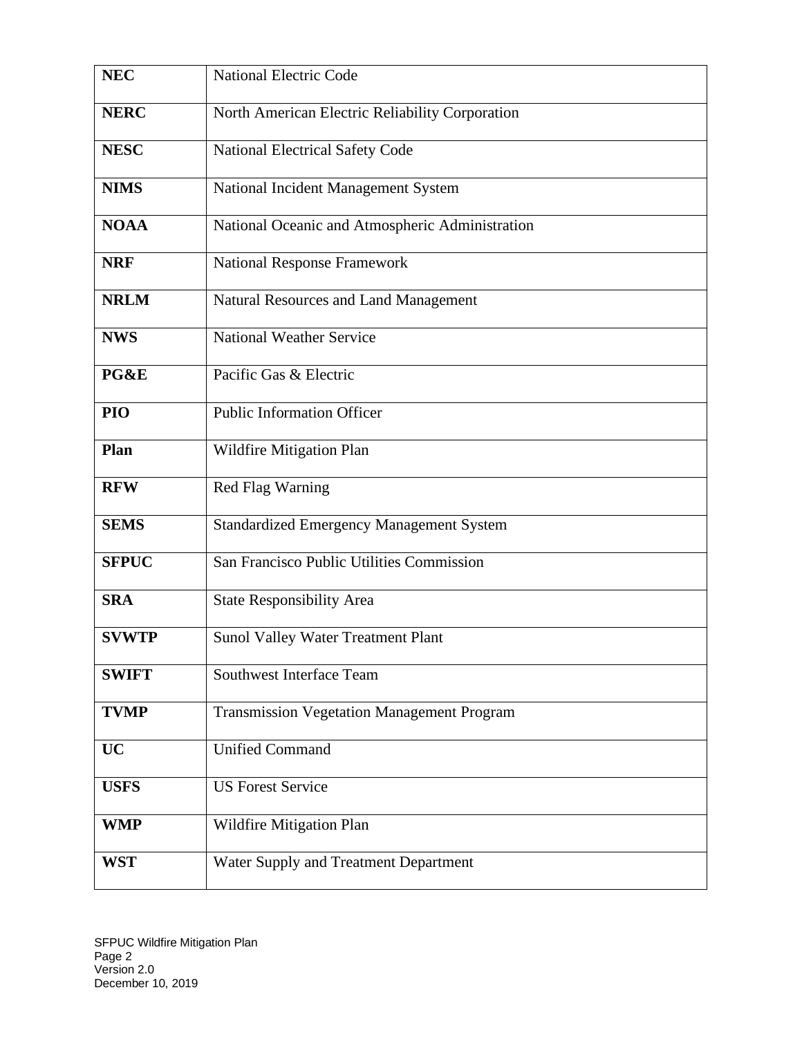| | |
|---|---|
| **NEC** | National Electric Code |
| **NERC** | North American Electric Reliability Corporation |
| **NESC** | National Electrical Safety Code |
| **NIMS** | National Incident Management System |
| **NOAA** | National Oceanic and Atmospheric Administration |
| **NRF** | National Response Framework |
| **NRLM** | Natural Resources and Land Management |
| **NWS** | National Weather Service |
| **PG&E** | Pacific Gas & Electric |
| **PIO** | Public Information Officer |
| **Plan** | Wildfire Mitigation Plan |
| **RFW** | Red Flag Warning |
| **SEMS** | Standardized Emergency Management System |
| **SFPUC** | San Francisco Public Utilities Commission |
| **SRA** | State Responsibility Area |
| **SVWTP** | Sunol Valley Water Treatment Plant |
| **SWIFT** | Southwest Interface Team |
| **TVMP** | Transmission Vegetation Management Program |
| **UC** | Unified Command |
| **USFS** | US Forest Service |
| **WMP** | Wildfire Mitigation Plan |
| **WST** | Water Supply and Treatment Department |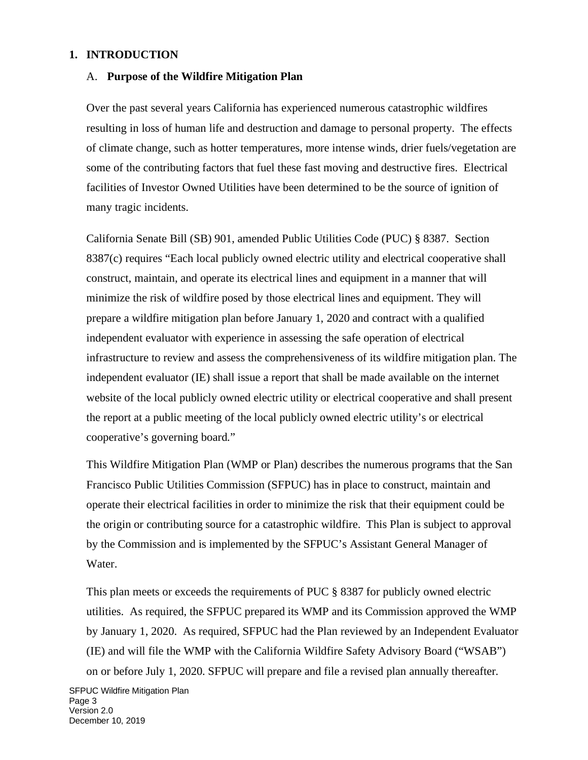# 1. INTRODUCTION

## A. Purpose of the Wildfire Mitigation Plan

Over the past several years California has experienced numerous catastrophic wildfires resulting in loss of human life and destruction and damage to personal property. The effects of climate change, such as hotter temperatures, more intense winds, drier fuels/vegetation are some of the contributing factors that fuel these fast moving and destructive fires. Electrical facilities of Investor Owned Utilities have been determined to be the source of ignition of many tragic incidents.

California Senate Bill (SB) 901, amended Public Utilities Code (PUC) § 8387. Section 8387(c) requires "Each local publicly owned electric utility and electrical cooperative shall construct, maintain, and operate its electrical lines and equipment in a manner that will minimize the risk of wildfire posed by those electrical lines and equipment. They will prepare a wildfire mitigation plan before January 1, 2020 and contract with a qualified independent evaluator with experience in assessing the safe operation of electrical infrastructure to review and assess the comprehensiveness of its wildfire mitigation plan. The independent evaluator (IE) shall issue a report that shall be made available on the internet website of the local publicly owned electric utility or electrical cooperative and shall present the report at a public meeting of the local publicly owned electric utility's or electrical cooperative's governing board."

This Wildfire Mitigation Plan (WMP or Plan) describes the numerous programs that the San Francisco Public Utilities Commission (SFPUC) has in place to construct, maintain and operate their electrical facilities in order to minimize the risk that their equipment could be the origin or contributing source for a catastrophic wildfire. This Plan is subject to approval by the Commission and is implemented by the SFPUC's Assistant General Manager of Water.

This plan meets or exceeds the requirements of PUC § 8387 for publicly owned electric utilities. As required, the SFPUC prepared its WMP and its Commission approved the WMP by January 1, 2020. As required, SFPUC had the Plan reviewed by an Independent Evaluator (IE) and will file the WMP with the California Wildfire Safety Advisory Board ("WSAB") on or before July 1, 2020. SFPUC will prepare and file a revised plan annually thereafter.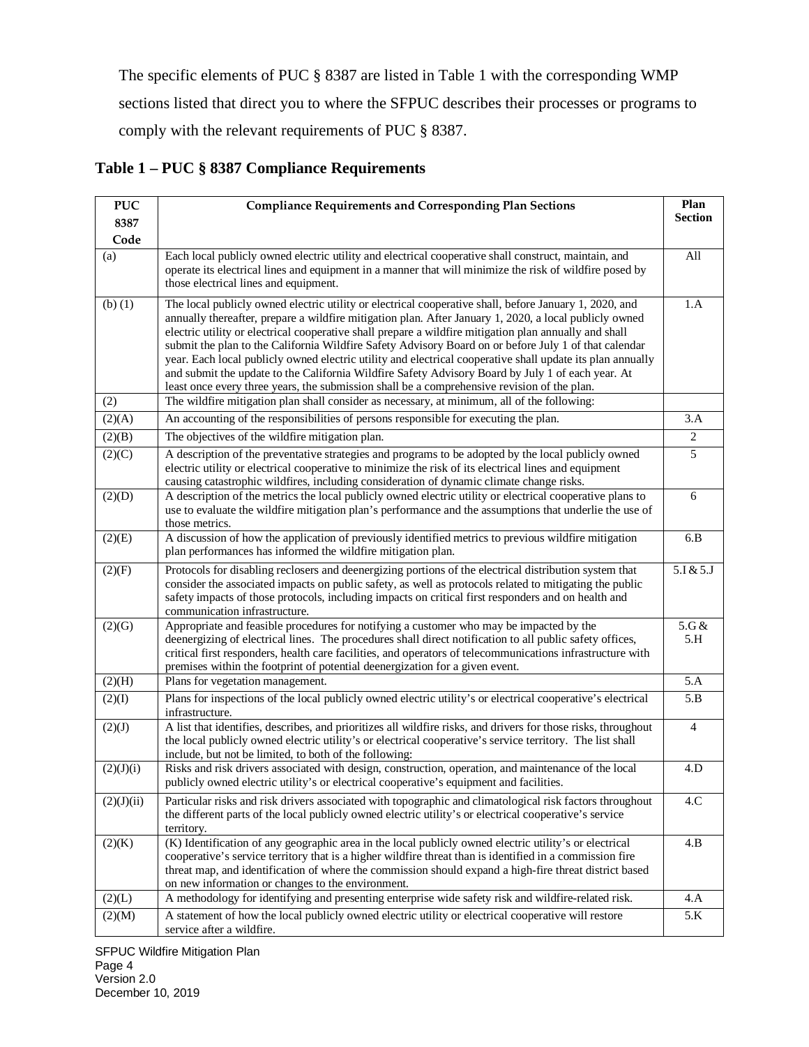The specific elements of PUC § 8387 are listed in Table 1 with the corresponding WMP sections listed that direct you to where the SFPUC describes their processes or programs to comply with the relevant requirements of PUC § 8387.

**Table 1 – PUC § 8387 Compliance Requirements**

| PUC 8387 Code | Compliance Requirements and Corresponding Plan Sections | Plan Section |
|---|---|---|
| (a) | Each local publicly owned electric utility and electrical cooperative shall construct, maintain, and operate its electrical lines and equipment in a manner that will minimize the risk of wildfire posed by those electrical lines and equipment. | All |
| (b) (1) | The local publicly owned electric utility or electrical cooperative shall, before January 1, 2020, and annually thereafter, prepare a wildfire mitigation plan. After January 1, 2020, a local publicly owned electric utility or electrical cooperative shall prepare a wildfire mitigation plan annually and shall submit the plan to the California Wildfire Safety Advisory Board on or before July 1 of that calendar year. Each local publicly owned electric utility and electrical cooperative shall update its plan annually and submit the update to the California Wildfire Safety Advisory Board by July 1 of each year. At least once every three years, the submission shall be a comprehensive revision of the plan. | 1.A |
| (2) | The wildfire mitigation plan shall consider as necessary, at minimum, all of the following: | |
| (2)(A) | An accounting of the responsibilities of persons responsible for executing the plan. | 3.A |
| (2)(B) | The objectives of the wildfire mitigation plan. | 2 |
| (2)(C) | A description of the preventative strategies and programs to be adopted by the local publicly owned electric utility or electrical cooperative to minimize the risk of its electrical lines and equipment causing catastrophic wildfires, including consideration of dynamic climate change risks. | 5 |
| (2)(D) | A description of the metrics the local publicly owned electric utility or electrical cooperative plans to use to evaluate the wildfire mitigation plan's performance and the assumptions that underlie the use of those metrics. | 6 |
| (2)(E) | A discussion of how the application of previously identified metrics to previous wildfire mitigation plan performances has informed the wildfire mitigation plan. | 6.B |
| (2)(F) | Protocols for disabling reclosers and deenergizing portions of the electrical distribution system that consider the associated impacts on public safety, as well as protocols related to mitigating the public safety impacts of those protocols, including impacts on critical first responders and on health and communication infrastructure. | 5.I & 5.J |
| (2)(G) | Appropriate and feasible procedures for notifying a customer who may be impacted by the deenergizing of electrical lines. The procedures shall direct notification to all public safety offices, critical first responders, health care facilities, and operators of telecommunications infrastructure with premises within the footprint of potential deenergization for a given event. | 5.G & 5.H |
| (2)(H) | Plans for vegetation management. | 5.A |
| (2)(I) | Plans for inspections of the local publicly owned electric utility's or electrical cooperative's electrical infrastructure. | 5.B |
| (2)(J) | A list that identifies, describes, and prioritizes all wildfire risks, and drivers for those risks, throughout the local publicly owned electric utility's or electrical cooperative's service territory. The list shall include, but not be limited, to both of the following: | 4 |
| (2)(J)(i) | Risks and risk drivers associated with design, construction, operation, and maintenance of the local publicly owned electric utility's or electrical cooperative's equipment and facilities. | 4.D |
| (2)(J)(ii) | Particular risks and risk drivers associated with topographic and climatological risk factors throughout the different parts of the local publicly owned electric utility's or electrical cooperative's service territory. | 4.C |
| (2)(K) | (K) Identification of any geographic area in the local publicly owned electric utility's or electrical cooperative's service territory that is a higher wildfire threat than is identified in a commission fire threat map, and identification of where the commission should expand a high-fire threat district based on new information or changes to the environment. | 4.B |
| (2)(L) | A methodology for identifying and presenting enterprise wide safety risk and wildfire-related risk. | 4.A |
| (2)(M) | A statement of how the local publicly owned electric utility or electrical cooperative will restore service after a wildfire. | 5.K |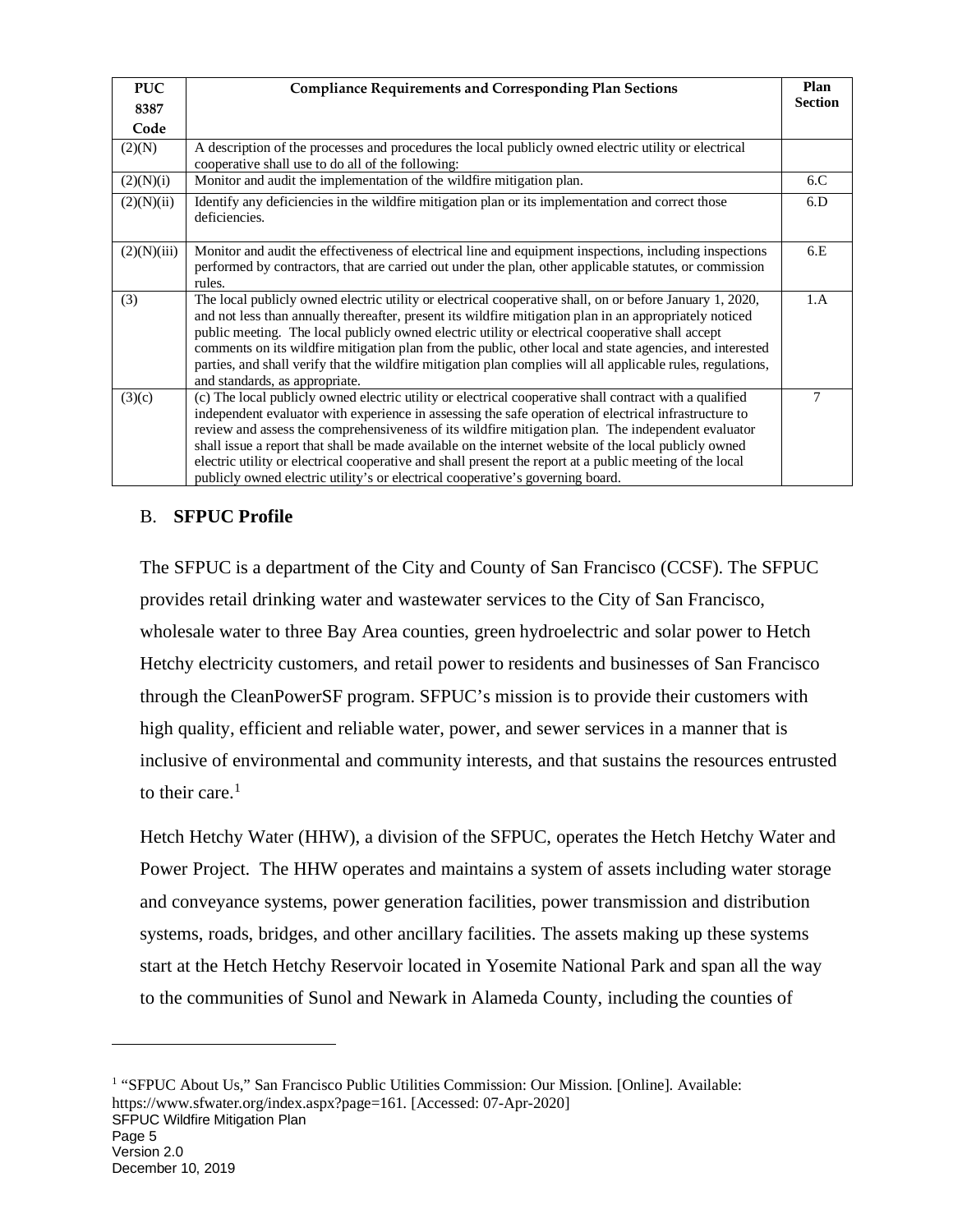| PUC 8387 Code | Compliance Requirements and Corresponding Plan Sections | Plan Section |
|---|---|---|
| (2)(N) | A description of the processes and procedures the local publicly owned electric utility or electrical cooperative shall use to do all of the following: | |
| (2)(N)(i) | Monitor and audit the implementation of the wildfire mitigation plan. | 6.C |
| (2)(N)(ii) | Identify any deficiencies in the wildfire mitigation plan or its implementation and correct those deficiencies. | 6.D |
| (2)(N)(iii) | Monitor and audit the effectiveness of electrical line and equipment inspections, including inspections performed by contractors, that are carried out under the plan, other applicable statutes, or commission rules. | 6.E |
| (3) | The local publicly owned electric utility or electrical cooperative shall, on or before January 1, 2020, and not less than annually thereafter, present its wildfire mitigation plan in an appropriately noticed public meeting. The local publicly owned electric utility or electrical cooperative shall accept comments on its wildfire mitigation plan from the public, other local and state agencies, and interested parties, and shall verify that the wildfire mitigation plan complies will all applicable rules, regulations, and standards, as appropriate. | 1.A |
| (3)(c) | (c) The local publicly owned electric utility or electrical cooperative shall contract with a qualified independent evaluator with experience in assessing the safe operation of electrical infrastructure to review and assess the comprehensiveness of its wildfire mitigation plan. The independent evaluator shall issue a report that shall be made available on the internet website of the local publicly owned electric utility or electrical cooperative and shall present the report at a public meeting of the local publicly owned electric utility's or electrical cooperative's governing board. | 7 |

## B. **SFPUC Profile**

The SFPUC is a department of the City and County of San Francisco (CCSF). The SFPUC provides retail drinking water and wastewater services to the City of San Francisco, wholesale water to three Bay Area counties, green hydroelectric and solar power to Hetch Hetchy electricity customers, and retail power to residents and businesses of San Francisco through the CleanPowerSF program. SFPUC's mission is to provide their customers with high quality, efficient and reliable water, power, and sewer services in a manner that is inclusive of environmental and community interests, and that sustains the resources entrusted to their care.[1]

Hetch Hetchy Water (HHW), a division of the SFPUC, operates the Hetch Hetchy Water and Power Project. The HHW operates and maintains a system of assets including water storage and conveyance systems, power generation facilities, power transmission and distribution systems, roads, bridges, and other ancillary facilities. The assets making up these systems start at the Hetch Hetchy Reservoir located in Yosemite National Park and span all the way to the communities of Sunol and Newark in Alameda County, including the counties of

[1] "SFPUC About Us," San Francisco Public Utilities Commission: Our Mission. [Online]. Available: https://www.sfwater.org/index.aspx?page=161. [Accessed: 07-Apr-2020]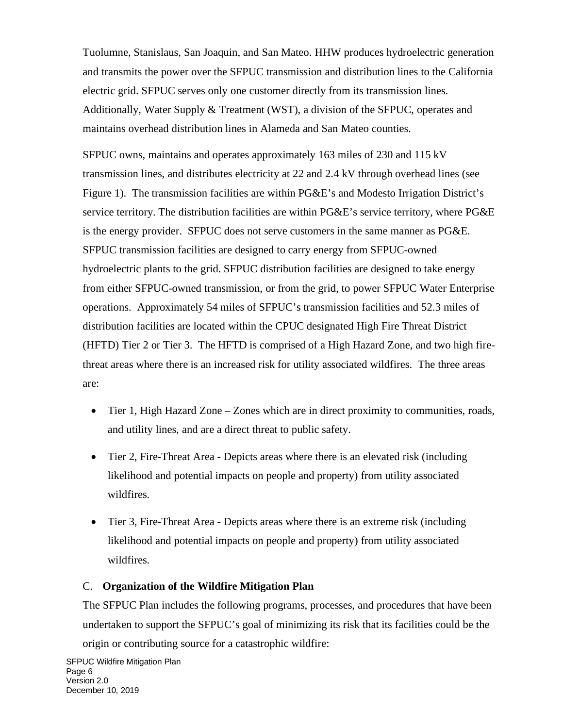Tuolumne, Stanislaus, San Joaquin, and San Mateo. HHW produces hydroelectric generation and transmits the power over the SFPUC transmission and distribution lines to the California electric grid. SFPUC serves only one customer directly from its transmission lines. Additionally, Water Supply & Treatment (WST), a division of the SFPUC, operates and maintains overhead distribution lines in Alameda and San Mateo counties.

SFPUC owns, maintains and operates approximately 163 miles of 230 and 115 kV transmission lines, and distributes electricity at 22 and 2.4 kV through overhead lines (see Figure 1). The transmission facilities are within PG&E's and Modesto Irrigation District's service territory. The distribution facilities are within PG&E's service territory, where PG&E is the energy provider. SFPUC does not serve customers in the same manner as PG&E. SFPUC transmission facilities are designed to carry energy from SFPUC-owned hydroelectric plants to the grid. SFPUC distribution facilities are designed to take energy from either SFPUC-owned transmission, or from the grid, to power SFPUC Water Enterprise operations. Approximately 54 miles of SFPUC's transmission facilities and 52.3 miles of distribution facilities are located within the CPUC designated High Fire Threat District (HFTD) Tier 2 or Tier 3. The HFTD is comprised of a High Hazard Zone, and two high fire-threat areas where there is an increased risk for utility associated wildfires. The three areas are:

- Tier 1, High Hazard Zone – Zones which are in direct proximity to communities, roads, and utility lines, and are a direct threat to public safety.
- Tier 2, Fire-Threat Area - Depicts areas where there is an elevated risk (including likelihood and potential impacts on people and property) from utility associated wildfires.
- Tier 3, Fire-Threat Area - Depicts areas where there is an extreme risk (including likelihood and potential impacts on people and property) from utility associated wildfires.

## C. **Organization of the Wildfire Mitigation Plan**

The SFPUC Plan includes the following programs, processes, and procedures that have been undertaken to support the SFPUC's goal of minimizing its risk that its facilities could be the origin or contributing source for a catastrophic wildfire: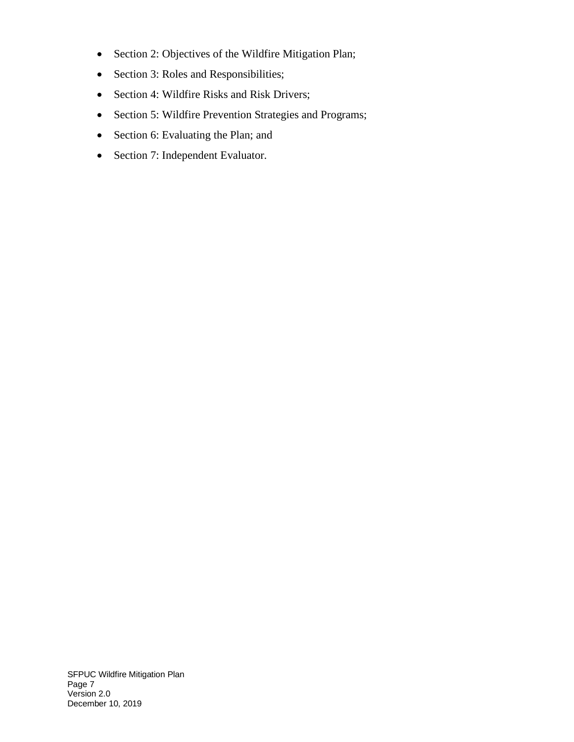- Section 2: Objectives of the Wildfire Mitigation Plan;
- Section 3: Roles and Responsibilities;
- Section 4: Wildfire Risks and Risk Drivers;
- Section 5: Wildfire Prevention Strategies and Programs;
- Section 6: Evaluating the Plan; and
- Section 7: Independent Evaluator.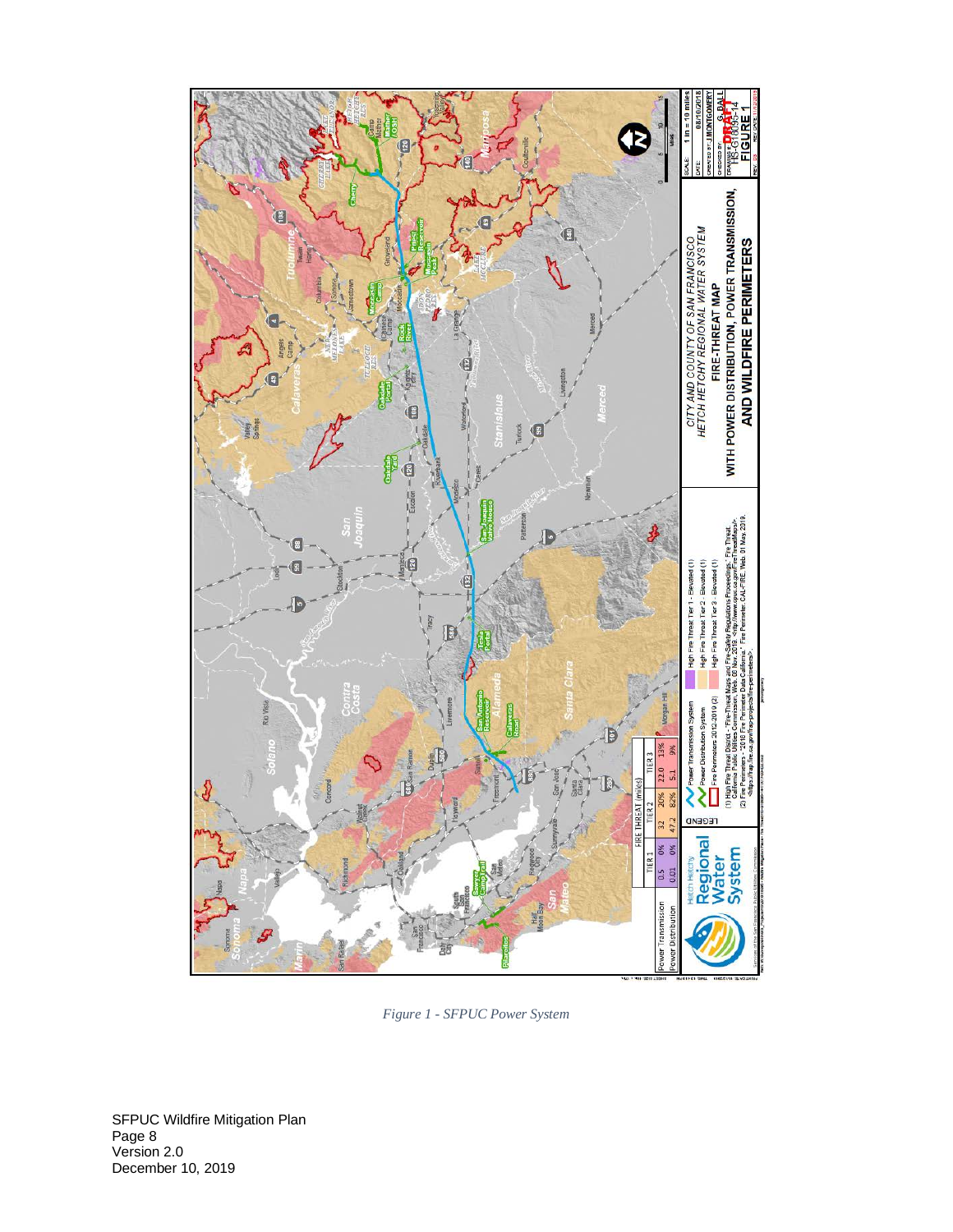Figure 1 - SFPUC Power System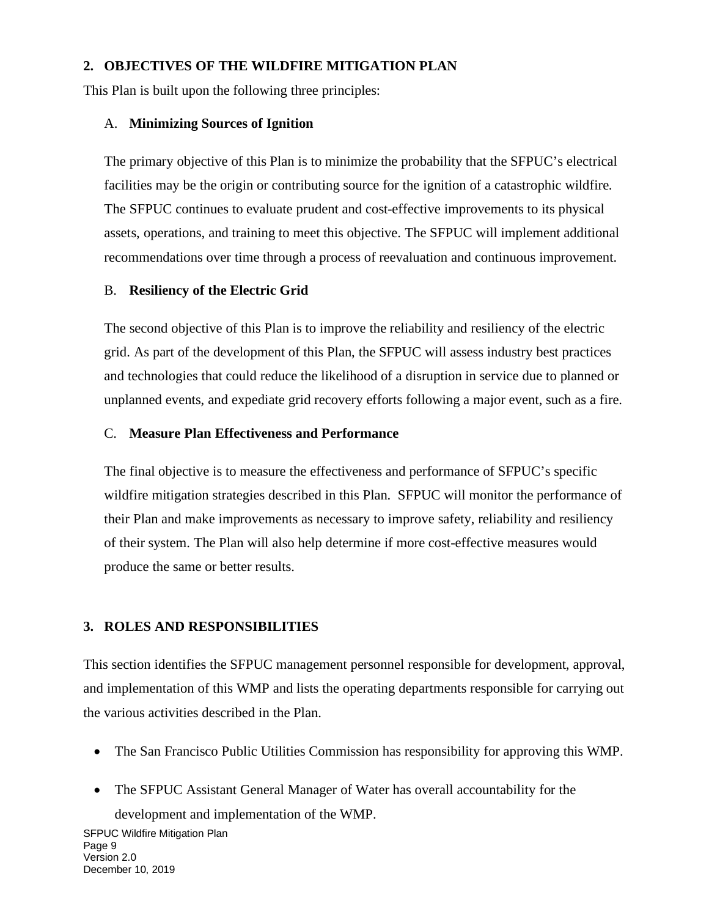## 2. OBJECTIVES OF THE WILDFIRE MITIGATION PLAN

This Plan is built upon the following three principles:

### A. Minimizing Sources of Ignition

The primary objective of this Plan is to minimize the probability that the SFPUC's electrical facilities may be the origin or contributing source for the ignition of a catastrophic wildfire. The SFPUC continues to evaluate prudent and cost-effective improvements to its physical assets, operations, and training to meet this objective. The SFPUC will implement additional recommendations over time through a process of reevaluation and continuous improvement.

### B. Resiliency of the Electric Grid

The second objective of this Plan is to improve the reliability and resiliency of the electric grid. As part of the development of this Plan, the SFPUC will assess industry best practices and technologies that could reduce the likelihood of a disruption in service due to planned or unplanned events, and expedite grid recovery efforts following a major event, such as a fire.

### C. Measure Plan Effectiveness and Performance

The final objective is to measure the effectiveness and performance of SFPUC's specific wildfire mitigation strategies described in this Plan. SFPUC will monitor the performance of their Plan and make improvements as necessary to improve safety, reliability and resiliency of their system. The Plan will also help determine if more cost-effective measures would produce the same or better results.

## 3. ROLES AND RESPONSIBILITIES

This section identifies the SFPUC management personnel responsible for development, approval, and implementation of this WMP and lists the operating departments responsible for carrying out the various activities described in the Plan.

- The San Francisco Public Utilities Commission has responsibility for approving this WMP.
- The SFPUC Assistant General Manager of Water has overall accountability for the development and implementation of the WMP.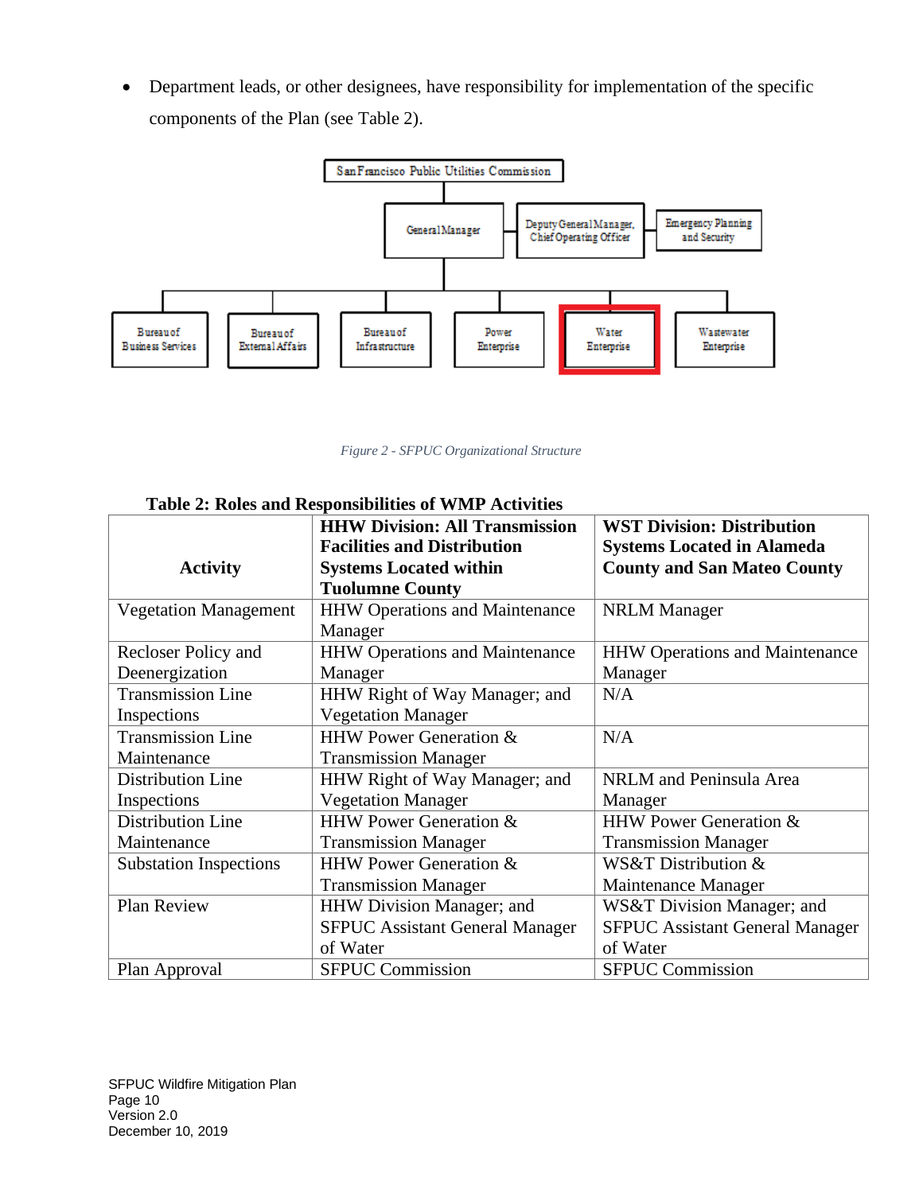- Department leads, or other designees, have responsibility for implementation of the specific components of the Plan (see Table 2).

San Francisco Public Utilities Commission

General Manager

Deputy General Manager, Chief Operating Officer

Emergency Planning and Security

Bureau of Business Services

Bureau of External Affairs

Bureau of Infrastructure

Power Enterprise

Water Enterprise

Wastewater Enterprise

*Figure 2 - SFPUC Organizational Structure*

**Table 2: Roles and Responsibilities of WMP Activities**

| Activity | HHW Division: All Transmission Facilities and Distribution Systems Located within Tuolumne County | WST Division: Distribution Systems Located in Alameda County and San Mateo County |
|---|---|---|
| Vegetation Management | HHW Operations and Maintenance Manager | NRLM Manager |
| Recloser Policy and Deenergization | HHW Operations and Maintenance Manager | HHW Operations and Maintenance Manager |
| Transmission Line Inspections | HHW Right of Way Manager; and Vegetation Manager | N/A |
| Transmission Line Maintenance | HHW Power Generation & Transmission Manager | N/A |
| Distribution Line Inspections | HHW Right of Way Manager; and Vegetation Manager | NRLM and Peninsula Area Manager |
| Distribution Line Maintenance | HHW Power Generation & Transmission Manager | HHW Power Generation & Transmission Manager |
| Substation Inspections | HHW Power Generation & Transmission Manager | WS&T Distribution & Maintenance Manager |
| Plan Review | HHW Division Manager; and SFPUC Assistant General Manager of Water | WS&T Division Manager; and SFPUC Assistant General Manager of Water |
| Plan Approval | SFPUC Commission | SFPUC Commission |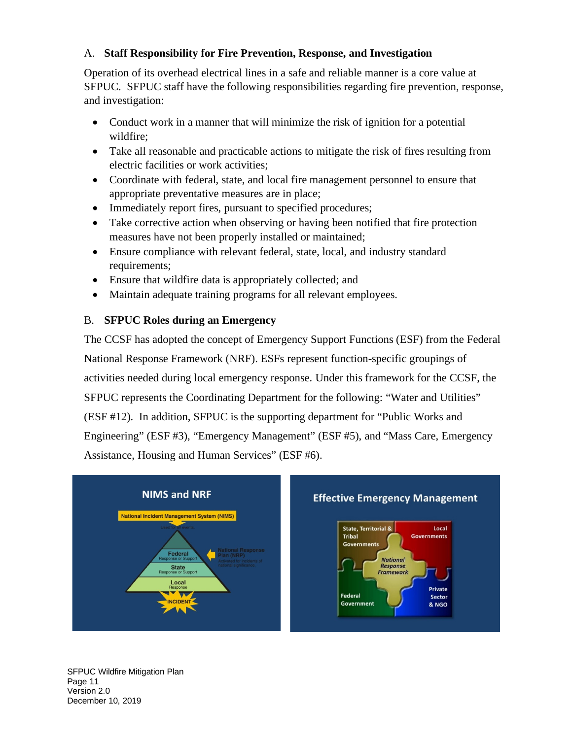## A. Staff Responsibility for Fire Prevention, Response, and Investigation

Operation of its overhead electrical lines in a safe and reliable manner is a core value at SFPUC. SFPUC staff have the following responsibilities regarding fire prevention, response, and investigation:

- Conduct work in a manner that will minimize the risk of ignition for a potential wildfire;
- Take all reasonable and practicable actions to mitigate the risk of fires resulting from electric facilities or work activities;
- Coordinate with federal, state, and local fire management personnel to ensure that appropriate preventative measures are in place;
- Immediately report fires, pursuant to specified procedures;
- Take corrective action when observing or having been notified that fire protection measures have not been properly installed or maintained;
- Ensure compliance with relevant federal, state, local, and industry standard requirements;
- Ensure that wildfire data is appropriately collected; and
- Maintain adequate training programs for all relevant employees.

## B. SFPUC Roles during an Emergency

The CCSF has adopted the concept of Emergency Support Functions (ESF) from the Federal National Response Framework (NRF). ESFs represent function-specific groupings of activities needed during local emergency response. Under this framework for the CCSF, the SFPUC represents the Coordinating Department for the following: "Water and Utilities" (ESF #12). In addition, SFPUC is the supporting department for "Public Works and Engineering" (ESF #3), "Emergency Management" (ESF #5), and "Mass Care, Emergency Assistance, Housing and Human Services" (ESF #6).

NIMS and NRF

National Incident Management System (NIMS)

Used for all events.

Federal
Response or Support

State
Response or Support

Local
Response

INCIDENT

National Response Plan (NRP)
Activated for incidents of national significance.

Effective Emergency Management

State, Territorial & Tribal Governments

Local Governments

National Response Framework

Federal Government

Private Sector & NGO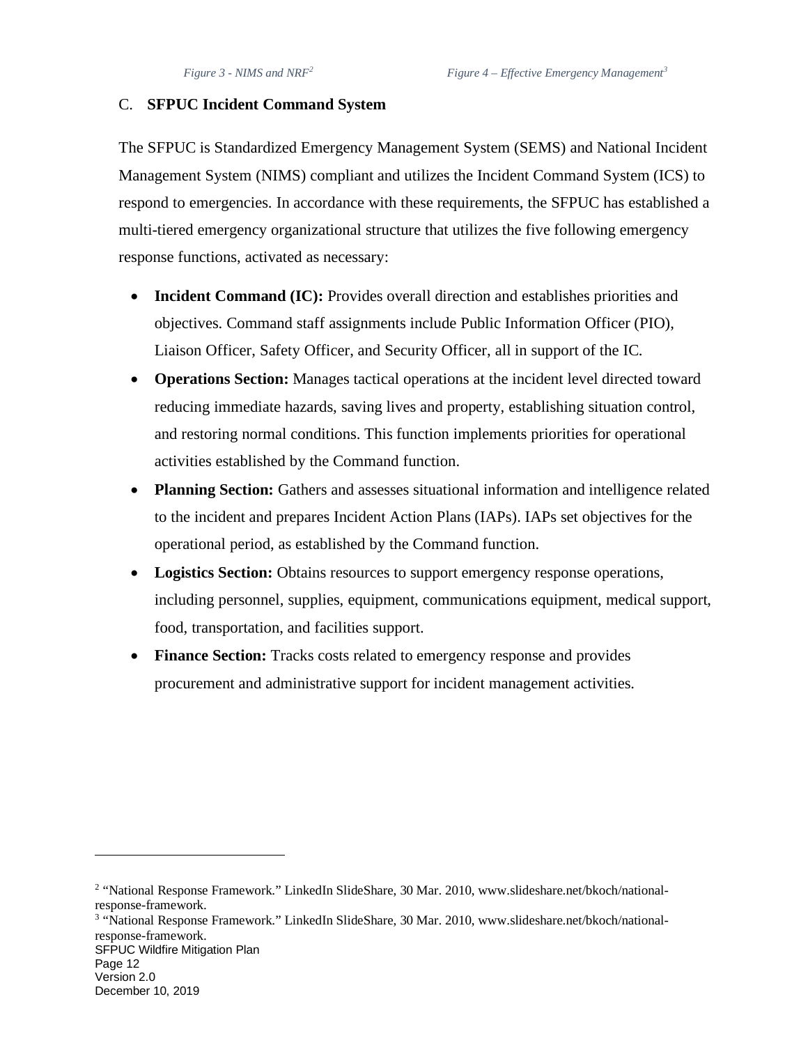*Figure 3 - NIMS and NRF*[2] *Figure 4 – Effective Emergency Management*[3]

### C. **SFPUC Incident Command System**

The SFPUC is Standardized Emergency Management System (SEMS) and National Incident Management System (NIMS) compliant and utilizes the Incident Command System (ICS) to respond to emergencies. In accordance with these requirements, the SFPUC has established a multi-tiered emergency organizational structure that utilizes the five following emergency response functions, activated as necessary:

- **Incident Command (IC):** Provides overall direction and establishes priorities and objectives. Command staff assignments include Public Information Officer (PIO), Liaison Officer, Safety Officer, and Security Officer, all in support of the IC.
- **Operations Section:** Manages tactical operations at the incident level directed toward reducing immediate hazards, saving lives and property, establishing situation control, and restoring normal conditions. This function implements priorities for operational activities established by the Command function.
- **Planning Section:** Gathers and assesses situational information and intelligence related to the incident and prepares Incident Action Plans (IAPs). IAPs set objectives for the operational period, as established by the Command function.
- **Logistics Section:** Obtains resources to support emergency response operations, including personnel, supplies, equipment, communications equipment, medical support, food, transportation, and facilities support.
- **Finance Section:** Tracks costs related to emergency response and provides procurement and administrative support for incident management activities.

---

[2] "National Response Framework." LinkedIn SlideShare, 30 Mar. 2010, www.slideshare.net/bkoch/national-response-framework.

[3] "National Response Framework." LinkedIn SlideShare, 30 Mar. 2010, www.slideshare.net/bkoch/national-response-framework.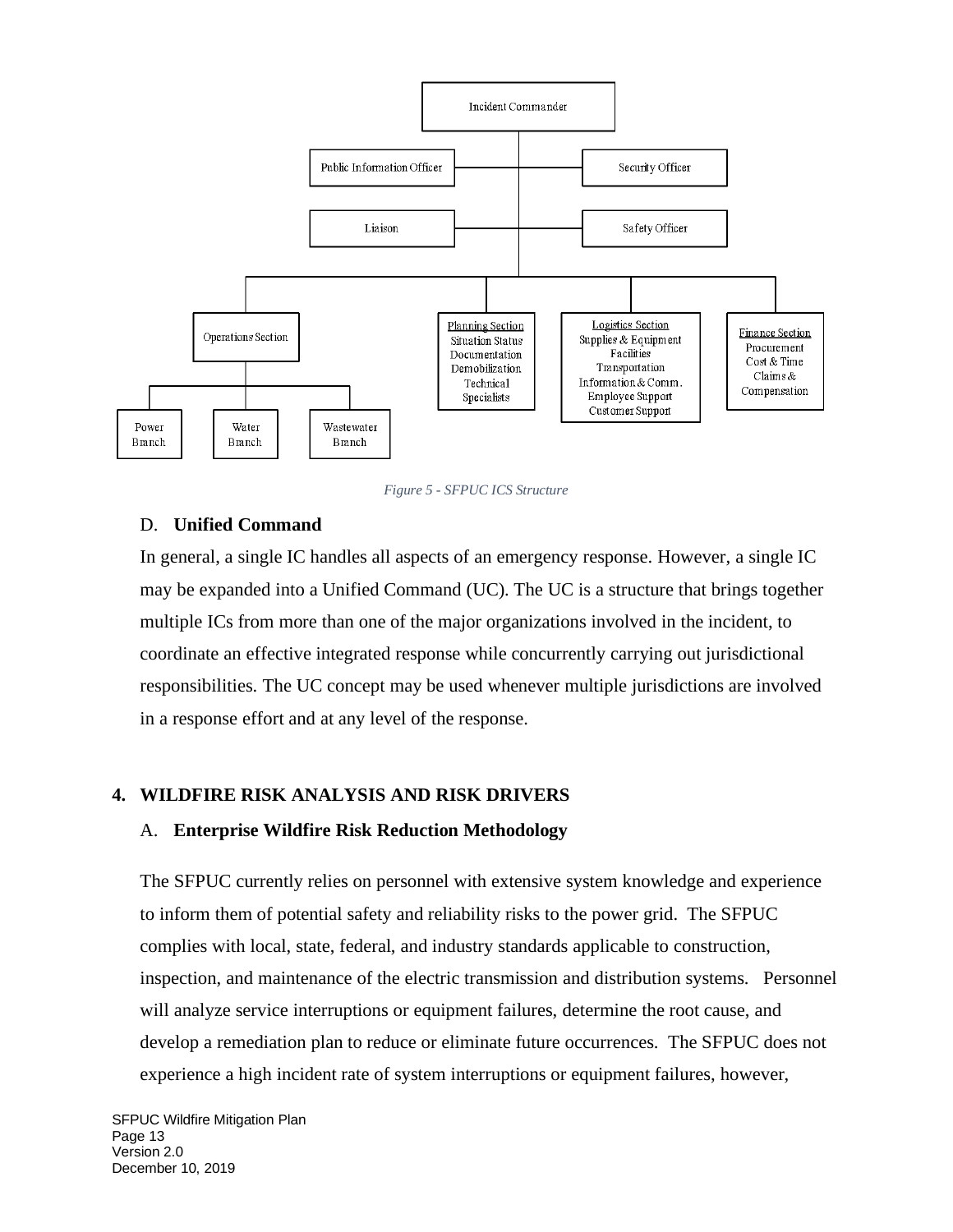Incident Commander

Public Information Officer | Security Officer

Liaison | Safety Officer

Operations Section
- Power Branch
- Water Branch
- Wastewater Branch

Planning Section
Situation Status
Documentation
Demobilization
Technical Specialists

Logistics Section
Supplies & Equipment
Facilities
Transportation
Information & Comm.
Employee Support
Customer Support

Finance Section
Procurement
Cost & Time
Claims & Compensation

*Figure 5 - SFPUC ICS Structure*

### D. **Unified Command**

In general, a single IC handles all aspects of an emergency response. However, a single IC may be expanded into a Unified Command (UC). The UC is a structure that brings together multiple ICs from more than one of the major organizations involved in the incident, to coordinate an effective integrated response while concurrently carrying out jurisdictional responsibilities. The UC concept may be used whenever multiple jurisdictions are involved in a response effort and at any level of the response.

## 4. WILDFIRE RISK ANALYSIS AND RISK DRIVERS

### A. **Enterprise Wildfire Risk Reduction Methodology**

The SFPUC currently relies on personnel with extensive system knowledge and experience to inform them of potential safety and reliability risks to the power grid. The SFPUC complies with local, state, federal, and industry standards applicable to construction, inspection, and maintenance of the electric transmission and distribution systems. Personnel will analyze service interruptions or equipment failures, determine the root cause, and develop a remediation plan to reduce or eliminate future occurrences. The SFPUC does not experience a high incident rate of system interruptions or equipment failures, however,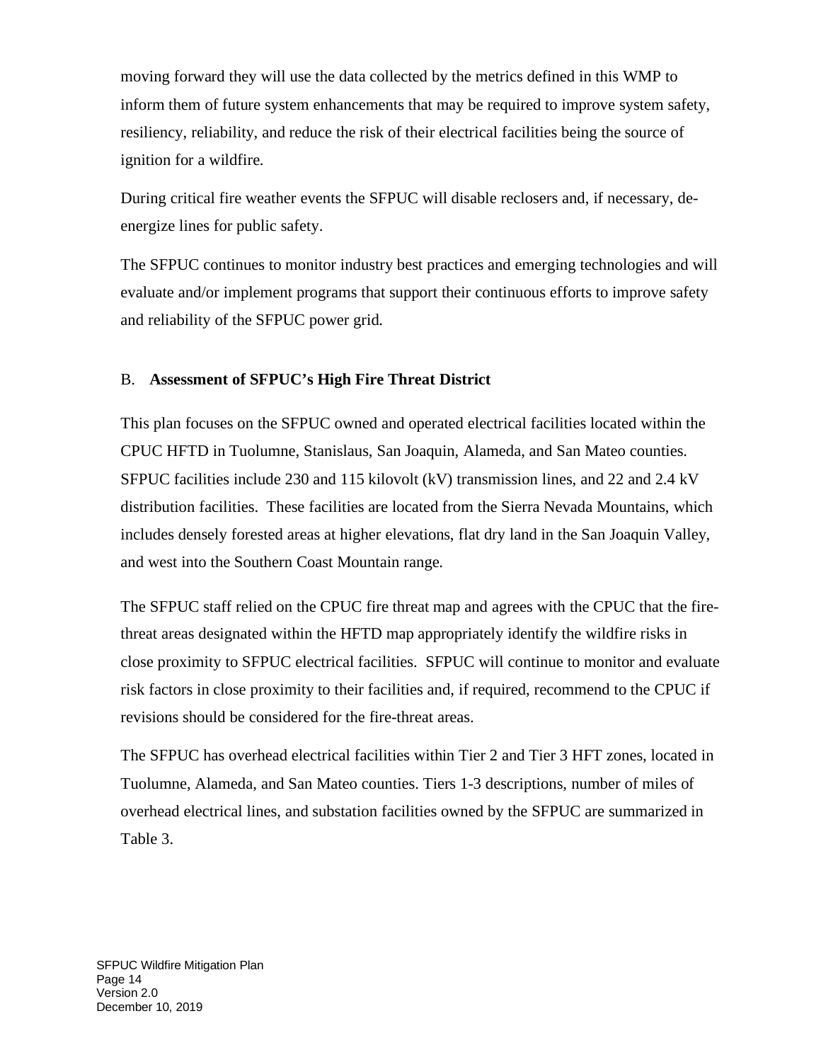moving forward they will use the data collected by the metrics defined in this WMP to inform them of future system enhancements that may be required to improve system safety, resiliency, reliability, and reduce the risk of their electrical facilities being the source of ignition for a wildfire.

During critical fire weather events the SFPUC will disable reclosers and, if necessary, de-energize lines for public safety.

The SFPUC continues to monitor industry best practices and emerging technologies and will evaluate and/or implement programs that support their continuous efforts to improve safety and reliability of the SFPUC power grid.

### B. **Assessment of SFPUC's High Fire Threat District**

This plan focuses on the SFPUC owned and operated electrical facilities located within the CPUC HFTD in Tuolumne, Stanislaus, San Joaquin, Alameda, and San Mateo counties. SFPUC facilities include 230 and 115 kilovolt (kV) transmission lines, and 22 and 2.4 kV distribution facilities. These facilities are located from the Sierra Nevada Mountains, which includes densely forested areas at higher elevations, flat dry land in the San Joaquin Valley, and west into the Southern Coast Mountain range.

The SFPUC staff relied on the CPUC fire threat map and agrees with the CPUC that the fire-threat areas designated within the HFTD map appropriately identify the wildfire risks in close proximity to SFPUC electrical facilities. SFPUC will continue to monitor and evaluate risk factors in close proximity to their facilities and, if required, recommend to the CPUC if revisions should be considered for the fire-threat areas.

The SFPUC has overhead electrical facilities within Tier 2 and Tier 3 HFT zones, located in Tuolumne, Alameda, and San Mateo counties. Tiers 1-3 descriptions, number of miles of overhead electrical lines, and substation facilities owned by the SFPUC are summarized in Table 3.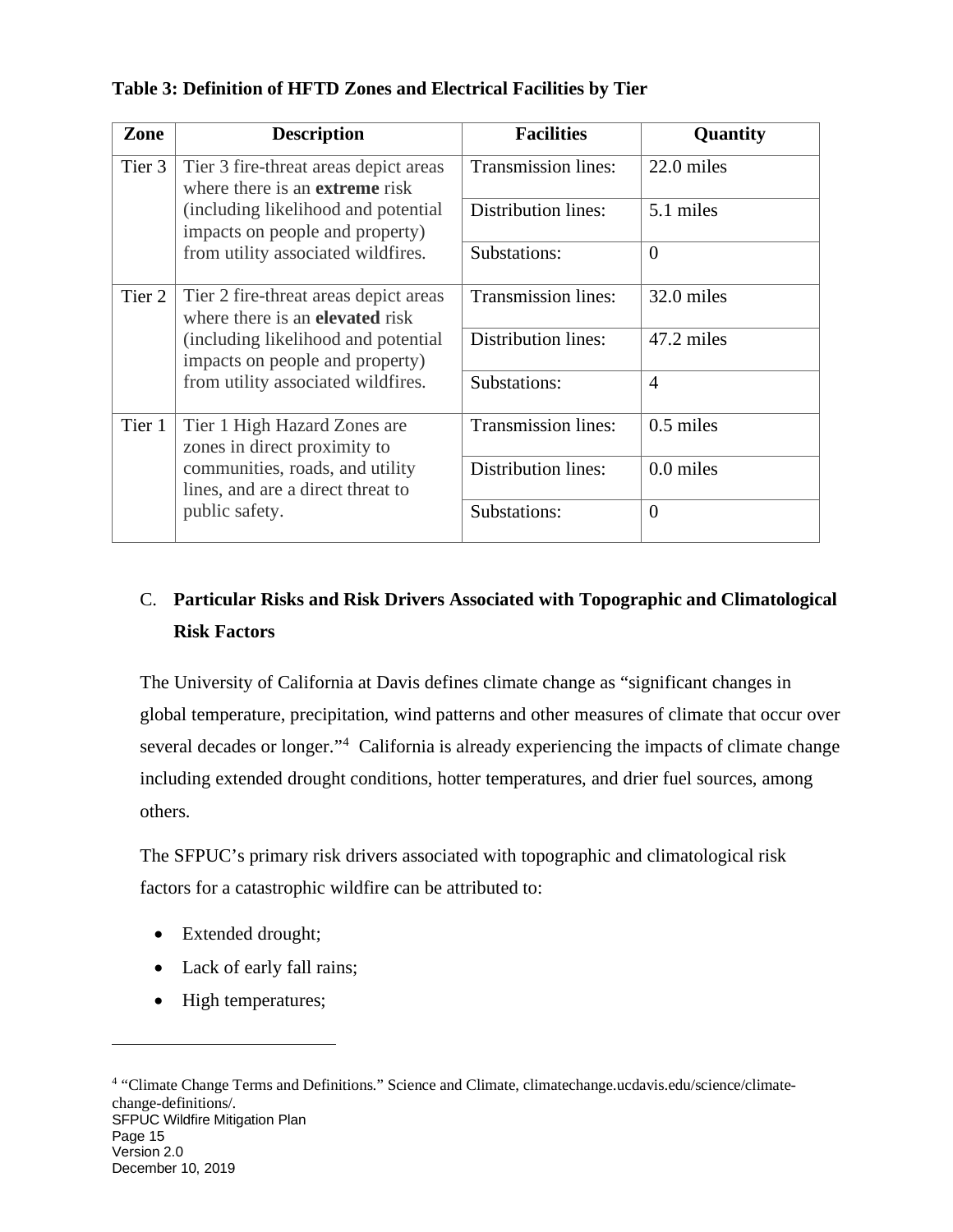**Table 3: Definition of HFTD Zones and Electrical Facilities by Tier**

| Zone | Description | Facilities | Quantity |
|---|---|---|---|
| Tier 3 | Tier 3 fire-threat areas depict areas where there is an **extreme** risk (including likelihood and potential impacts on people and property) from utility associated wildfires. | Transmission lines: | 22.0 miles |
| | | Distribution lines: | 5.1 miles |
| | | Substations: | 0 |
| Tier 2 | Tier 2 fire-threat areas depict areas where there is an **elevated** risk (including likelihood and potential impacts on people and property) from utility associated wildfires. | Transmission lines: | 32.0 miles |
| | | Distribution lines: | 47.2 miles |
| | | Substations: | 4 |
| Tier 1 | Tier 1 High Hazard Zones are zones in direct proximity to communities, roads, and utility lines, and are a direct threat to public safety. | Transmission lines: | 0.5 miles |
| | | Distribution lines: | 0.0 miles |
| | | Substations: | 0 |

## C. Particular Risks and Risk Drivers Associated with Topographic and Climatological Risk Factors

The University of California at Davis defines climate change as "significant changes in global temperature, precipitation, wind patterns and other measures of climate that occur over several decades or longer."[4] California is already experiencing the impacts of climate change including extended drought conditions, hotter temperatures, and drier fuel sources, among others.

The SFPUC's primary risk drivers associated with topographic and climatological risk factors for a catastrophic wildfire can be attributed to:

- Extended drought;
- Lack of early fall rains;
- High temperatures;

[4] "Climate Change Terms and Definitions." Science and Climate, climatechange.ucdavis.edu/science/climate-change-definitions/.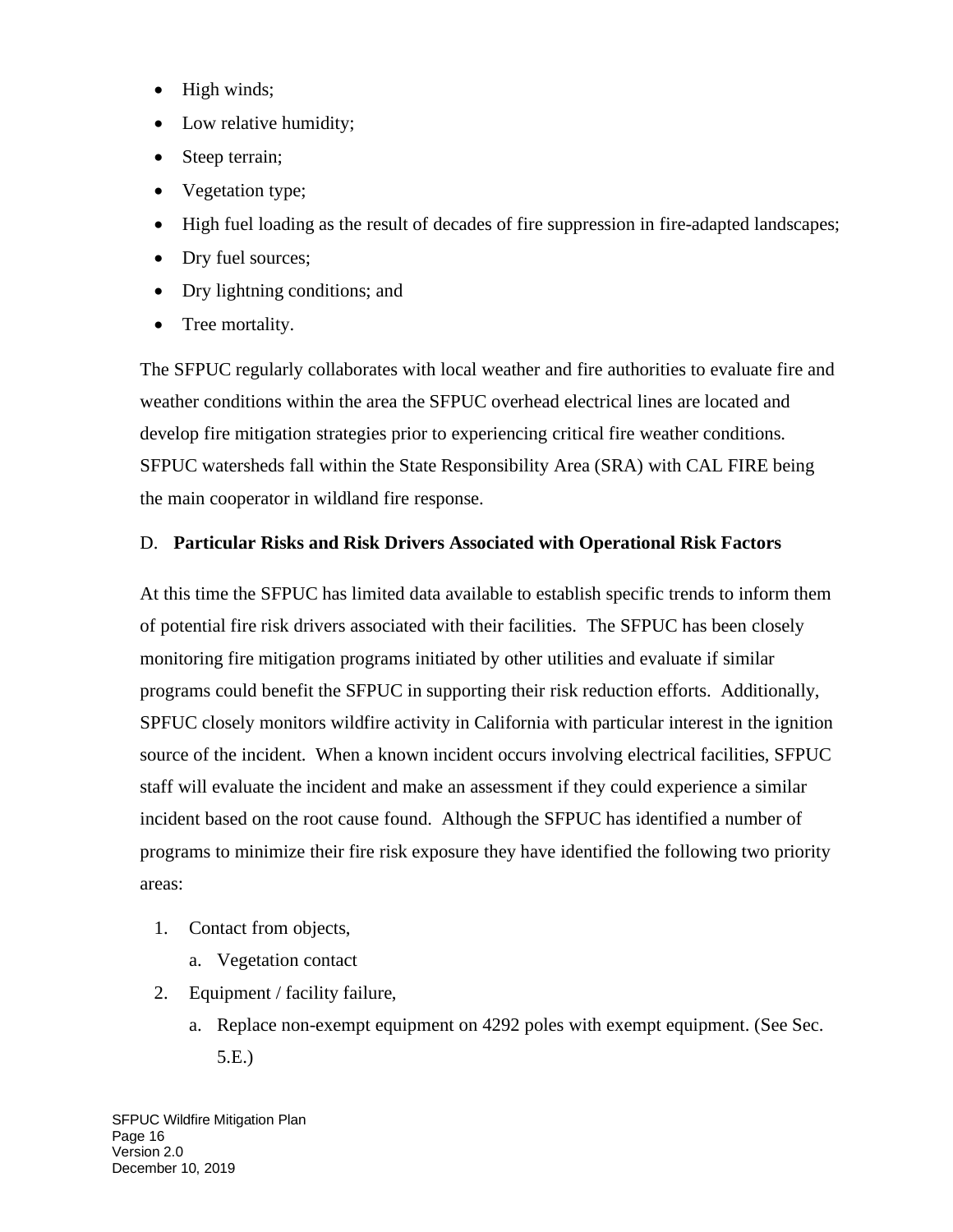- High winds;
- Low relative humidity;
- Steep terrain;
- Vegetation type;
- High fuel loading as the result of decades of fire suppression in fire-adapted landscapes;
- Dry fuel sources;
- Dry lightning conditions; and
- Tree mortality.

The SFPUC regularly collaborates with local weather and fire authorities to evaluate fire and weather conditions within the area the SFPUC overhead electrical lines are located and develop fire mitigation strategies prior to experiencing critical fire weather conditions. SFPUC watersheds fall within the State Responsibility Area (SRA) with CAL FIRE being the main cooperator in wildland fire response.

### D. **Particular Risks and Risk Drivers Associated with Operational Risk Factors**

At this time the SFPUC has limited data available to establish specific trends to inform them of potential fire risk drivers associated with their facilities. The SFPUC has been closely monitoring fire mitigation programs initiated by other utilities and evaluate if similar programs could benefit the SFPUC in supporting their risk reduction efforts. Additionally, SPFUC closely monitors wildfire activity in California with particular interest in the ignition source of the incident. When a known incident occurs involving electrical facilities, SFPUC staff will evaluate the incident and make an assessment if they could experience a similar incident based on the root cause found. Although the SFPUC has identified a number of programs to minimize their fire risk exposure they have identified the following two priority areas:

1. Contact from objects,
   a. Vegetation contact
2. Equipment / facility failure,
   a. Replace non-exempt equipment on 4292 poles with exempt equipment. (See Sec. 5.E.)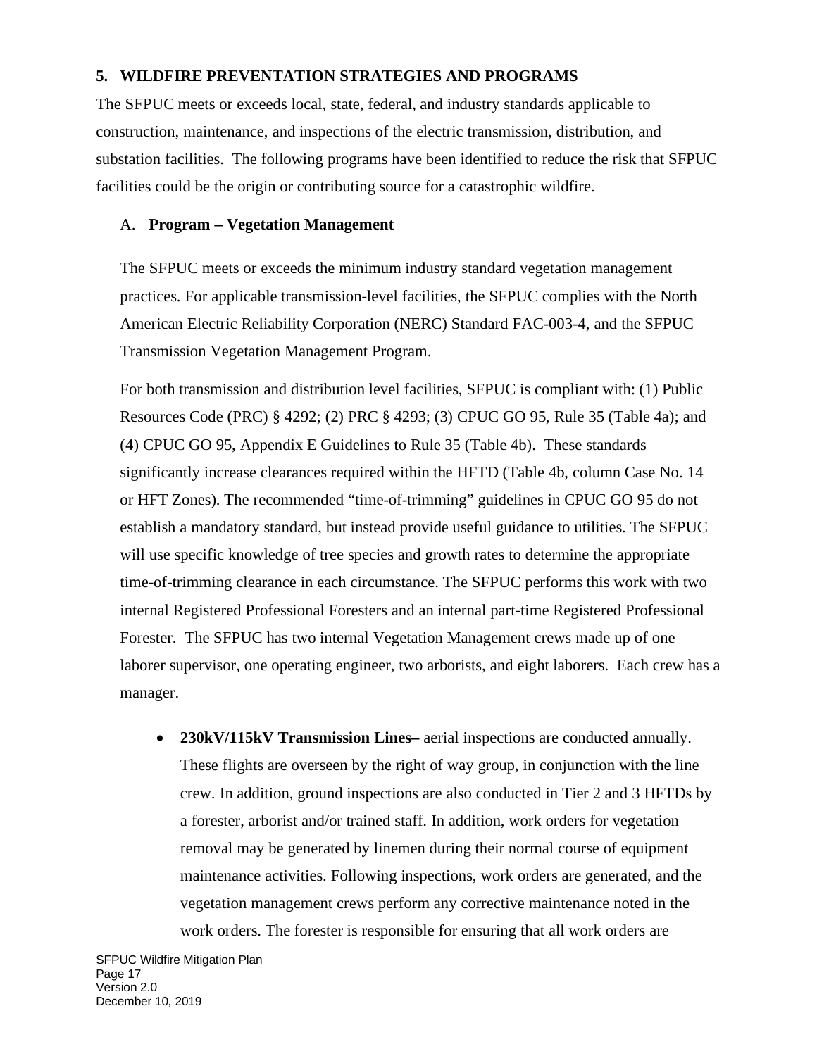## 5. WILDFIRE PREVENTATION STRATEGIES AND PROGRAMS

The SFPUC meets or exceeds local, state, federal, and industry standards applicable to construction, maintenance, and inspections of the electric transmission, distribution, and substation facilities. The following programs have been identified to reduce the risk that SFPUC facilities could be the origin or contributing source for a catastrophic wildfire.

### A. Program – Vegetation Management

The SFPUC meets or exceeds the minimum industry standard vegetation management practices. For applicable transmission-level facilities, the SFPUC complies with the North American Electric Reliability Corporation (NERC) Standard FAC-003-4, and the SFPUC Transmission Vegetation Management Program.

For both transmission and distribution level facilities, SFPUC is compliant with: (1) Public Resources Code (PRC) § 4292; (2) PRC § 4293; (3) CPUC GO 95, Rule 35 (Table 4a); and (4) CPUC GO 95, Appendix E Guidelines to Rule 35 (Table 4b). These standards significantly increase clearances required within the HFTD (Table 4b, column Case No. 14 or HFT Zones). The recommended "time-of-trimming" guidelines in CPUC GO 95 do not establish a mandatory standard, but instead provide useful guidance to utilities. The SFPUC will use specific knowledge of tree species and growth rates to determine the appropriate time-of-trimming clearance in each circumstance. The SFPUC performs this work with two internal Registered Professional Foresters and an internal part-time Registered Professional Forester. The SFPUC has two internal Vegetation Management crews made up of one laborer supervisor, one operating engineer, two arborists, and eight laborers. Each crew has a manager.

- **230kV/115kV Transmission Lines–** aerial inspections are conducted annually. These flights are overseen by the right of way group, in conjunction with the line crew. In addition, ground inspections are also conducted in Tier 2 and 3 HFTDs by a forester, arborist and/or trained staff. In addition, work orders for vegetation removal may be generated by linemen during their normal course of equipment maintenance activities. Following inspections, work orders are generated, and the vegetation management crews perform any corrective maintenance noted in the work orders. The forester is responsible for ensuring that all work orders are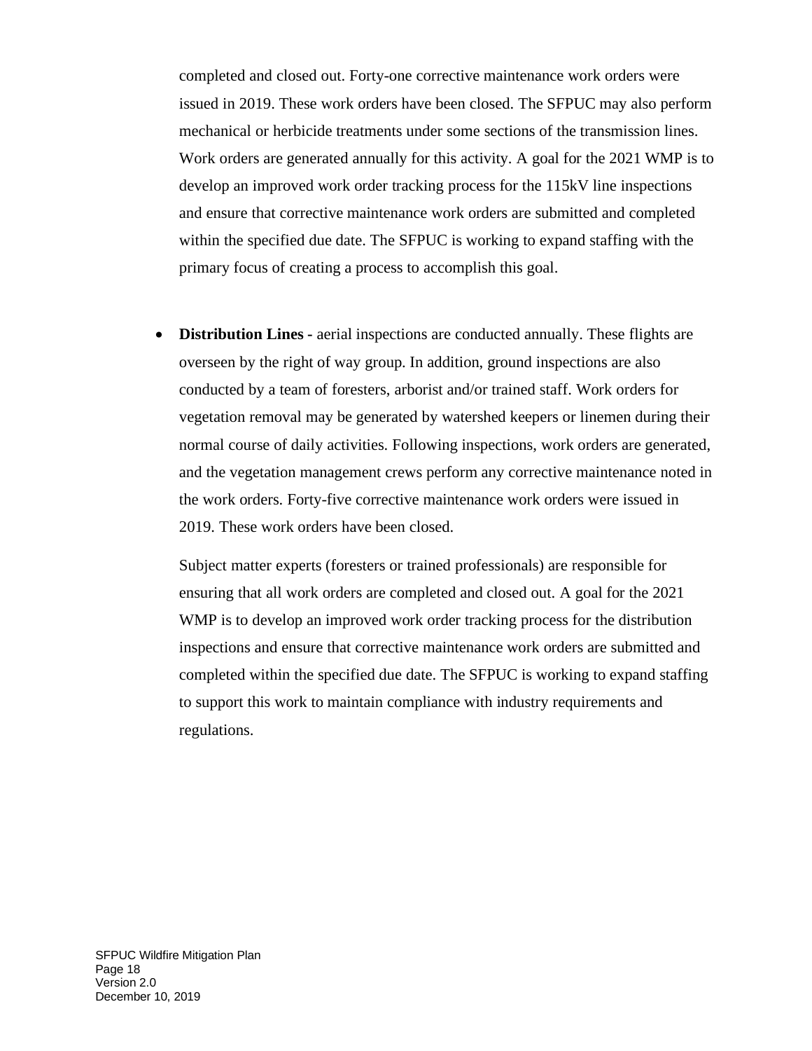completed and closed out. Forty-one corrective maintenance work orders were issued in 2019. These work orders have been closed. The SFPUC may also perform mechanical or herbicide treatments under some sections of the transmission lines. Work orders are generated annually for this activity. A goal for the 2021 WMP is to develop an improved work order tracking process for the 115kV line inspections and ensure that corrective maintenance work orders are submitted and completed within the specified due date. The SFPUC is working to expand staffing with the primary focus of creating a process to accomplish this goal.

- **Distribution Lines -** aerial inspections are conducted annually. These flights are overseen by the right of way group. In addition, ground inspections are also conducted by a team of foresters, arborist and/or trained staff. Work orders for vegetation removal may be generated by watershed keepers or linemen during their normal course of daily activities. Following inspections, work orders are generated, and the vegetation management crews perform any corrective maintenance noted in the work orders. Forty-five corrective maintenance work orders were issued in 2019. These work orders have been closed.

  Subject matter experts (foresters or trained professionals) are responsible for ensuring that all work orders are completed and closed out. A goal for the 2021 WMP is to develop an improved work order tracking process for the distribution inspections and ensure that corrective maintenance work orders are submitted and completed within the specified due date. The SFPUC is working to expand staffing to support this work to maintain compliance with industry requirements and regulations.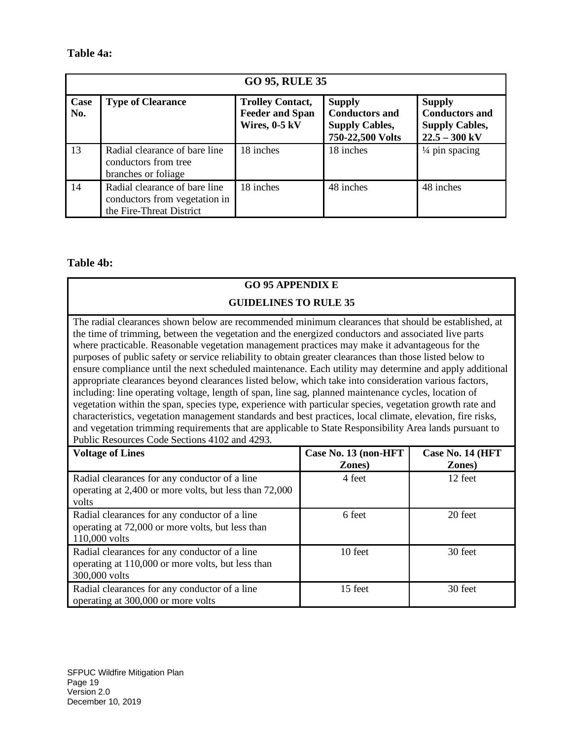**Table 4a:**

| GO 95, RULE 35 | | | | |
|---|---|---|---|---|
| **Case No.** | **Type of Clearance** | **Trolley Contact, Feeder and Span Wires, 0-5 kV** | **Supply Conductors and Supply Cables, 750-22,500 Volts** | **Supply Conductors and Supply Cables, 22.5 – 300 kV** |
| 13 | Radial clearance of bare line conductors from tree branches or foliage | 18 inches | 18 inches | ¼ pin spacing |
| 14 | Radial clearance of bare line conductors from vegetation in the Fire-Threat District | 18 inches | 48 inches | 48 inches |

**Table 4b:**

**GO 95 APPENDIX E**

**GUIDELINES TO RULE 35**

The radial clearances shown below are recommended minimum clearances that should be established, at the time of trimming, between the vegetation and the energized conductors and associated live parts where practicable. Reasonable vegetation management practices may make it advantageous for the purposes of public safety or service reliability to obtain greater clearances than those listed below to ensure compliance until the next scheduled maintenance. Each utility may determine and apply additional appropriate clearances beyond clearances listed below, which take into consideration various factors, including: line operating voltage, length of span, line sag, planned maintenance cycles, location of vegetation within the span, species type, experience with particular species, vegetation growth rate and characteristics, vegetation management standards and best practices, local climate, elevation, fire risks, and vegetation trimming requirements that are applicable to State Responsibility Area lands pursuant to Public Resources Code Sections 4102 and 4293.

| **Voltage of Lines** | **Case No. 13 (non-HFT Zones)** | **Case No. 14 (HFT Zones)** |
|---|---|---|
| Radial clearances for any conductor of a line operating at 2,400 or more volts, but less than 72,000 volts | 4 feet | 12 feet |
| Radial clearances for any conductor of a line operating at 72,000 or more volts, but less than 110,000 volts | 6 feet | 20 feet |
| Radial clearances for any conductor of a line operating at 110,000 or more volts, but less than 300,000 volts | 10 feet | 30 feet |
| Radial clearances for any conductor of a line operating at 300,000 or more volts | 15 feet | 30 feet |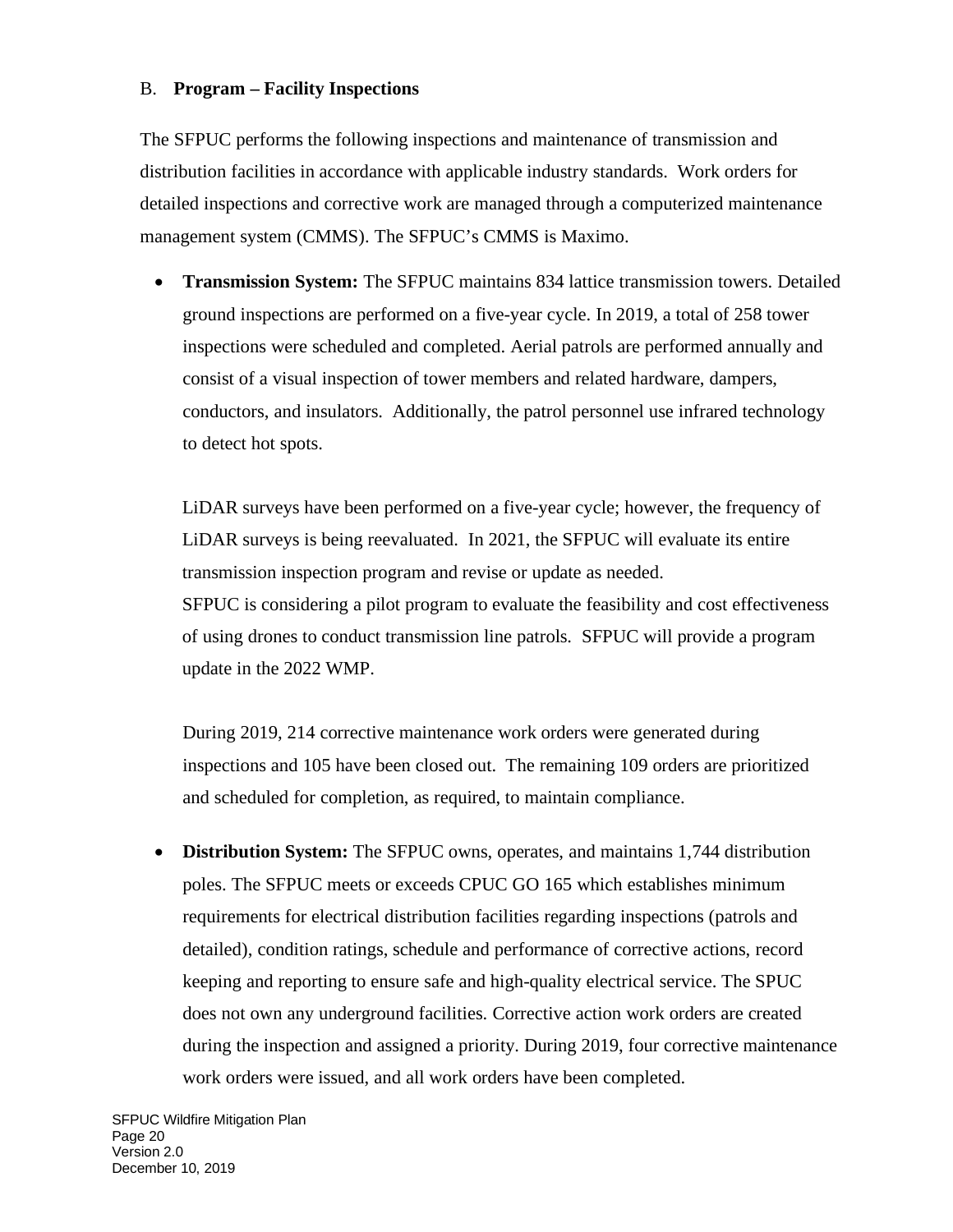## B. **Program – Facility Inspections**

The SFPUC performs the following inspections and maintenance of transmission and distribution facilities in accordance with applicable industry standards. Work orders for detailed inspections and corrective work are managed through a computerized maintenance management system (CMMS). The SFPUC's CMMS is Maximo.

- **Transmission System:** The SFPUC maintains 834 lattice transmission towers. Detailed ground inspections are performed on a five-year cycle. In 2019, a total of 258 tower inspections were scheduled and completed. Aerial patrols are performed annually and consist of a visual inspection of tower members and related hardware, dampers, conductors, and insulators. Additionally, the patrol personnel use infrared technology to detect hot spots.

  LiDAR surveys have been performed on a five-year cycle; however, the frequency of LiDAR surveys is being reevaluated. In 2021, the SFPUC will evaluate its entire transmission inspection program and revise or update as needed.
  SFPUC is considering a pilot program to evaluate the feasibility and cost effectiveness of using drones to conduct transmission line patrols. SFPUC will provide a program update in the 2022 WMP.

  During 2019, 214 corrective maintenance work orders were generated during inspections and 105 have been closed out. The remaining 109 orders are prioritized and scheduled for completion, as required, to maintain compliance.

- **Distribution System:** The SFPUC owns, operates, and maintains 1,744 distribution poles. The SFPUC meets or exceeds CPUC GO 165 which establishes minimum requirements for electrical distribution facilities regarding inspections (patrols and detailed), condition ratings, schedule and performance of corrective actions, record keeping and reporting to ensure safe and high-quality electrical service. The SPUC does not own any underground facilities. Corrective action work orders are created during the inspection and assigned a priority. During 2019, four corrective maintenance work orders were issued, and all work orders have been completed.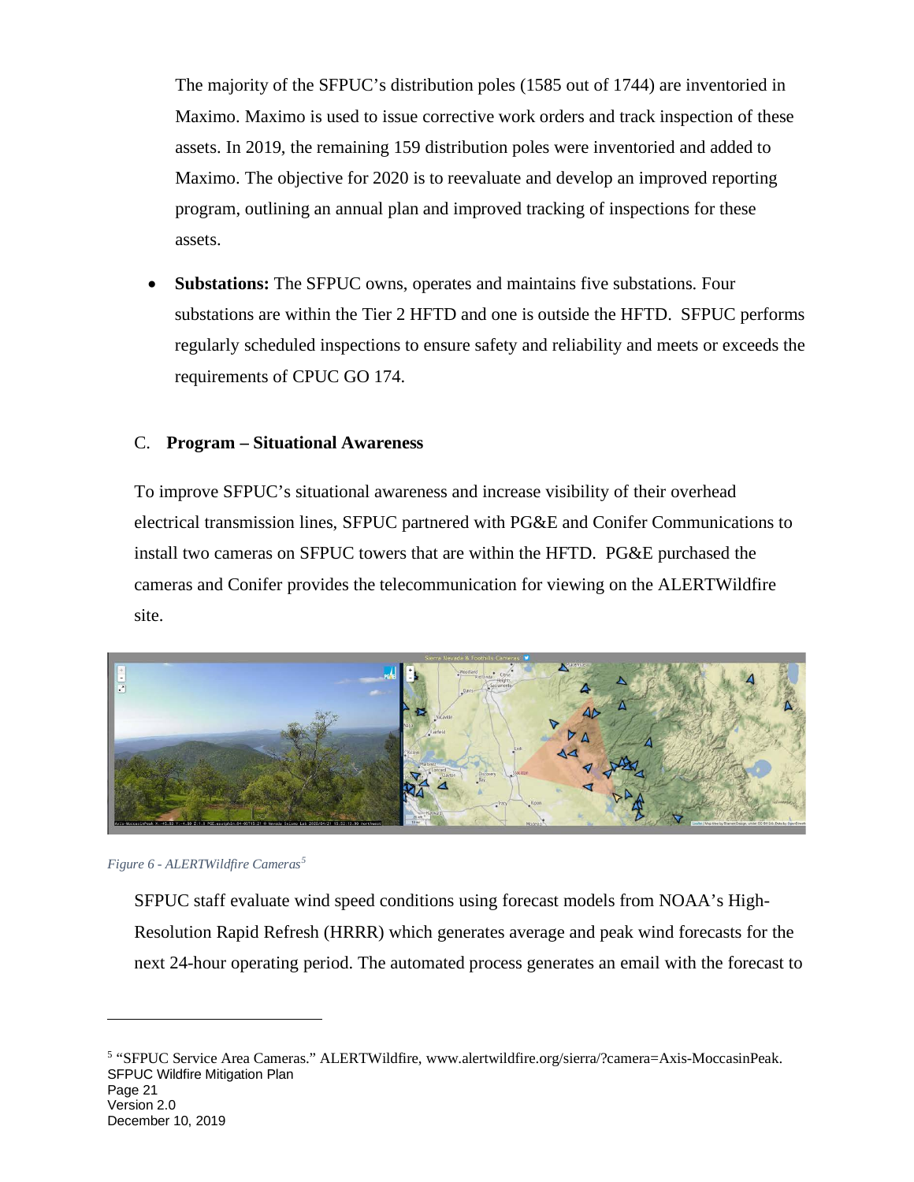The majority of the SFPUC's distribution poles (1585 out of 1744) are inventoried in Maximo. Maximo is used to issue corrective work orders and track inspection of these assets. In 2019, the remaining 159 distribution poles were inventoried and added to Maximo. The objective for 2020 is to reevaluate and develop an improved reporting program, outlining an annual plan and improved tracking of inspections for these assets.

- **Substations:** The SFPUC owns, operates and maintains five substations. Four substations are within the Tier 2 HFTD and one is outside the HFTD. SFPUC performs regularly scheduled inspections to ensure safety and reliability and meets or exceeds the requirements of CPUC GO 174.

## C. Program – Situational Awareness

To improve SFPUC's situational awareness and increase visibility of their overhead electrical transmission lines, SFPUC partnered with PG&E and Conifer Communications to install two cameras on SFPUC towers that are within the HFTD. PG&E purchased the cameras and Conifer provides the telecommunication for viewing on the ALERTWildfire site.

*Figure 6 - ALERTWildfire Cameras*[5]

SFPUC staff evaluate wind speed conditions using forecast models from NOAA's High-Resolution Rapid Refresh (HRRR) which generates average and peak wind forecasts for the next 24-hour operating period. The automated process generates an email with the forecast to

[5] "SFPUC Service Area Cameras." ALERTWildfire, www.alertwildfire.org/sierra/?camera=Axis-MoccasinPeak.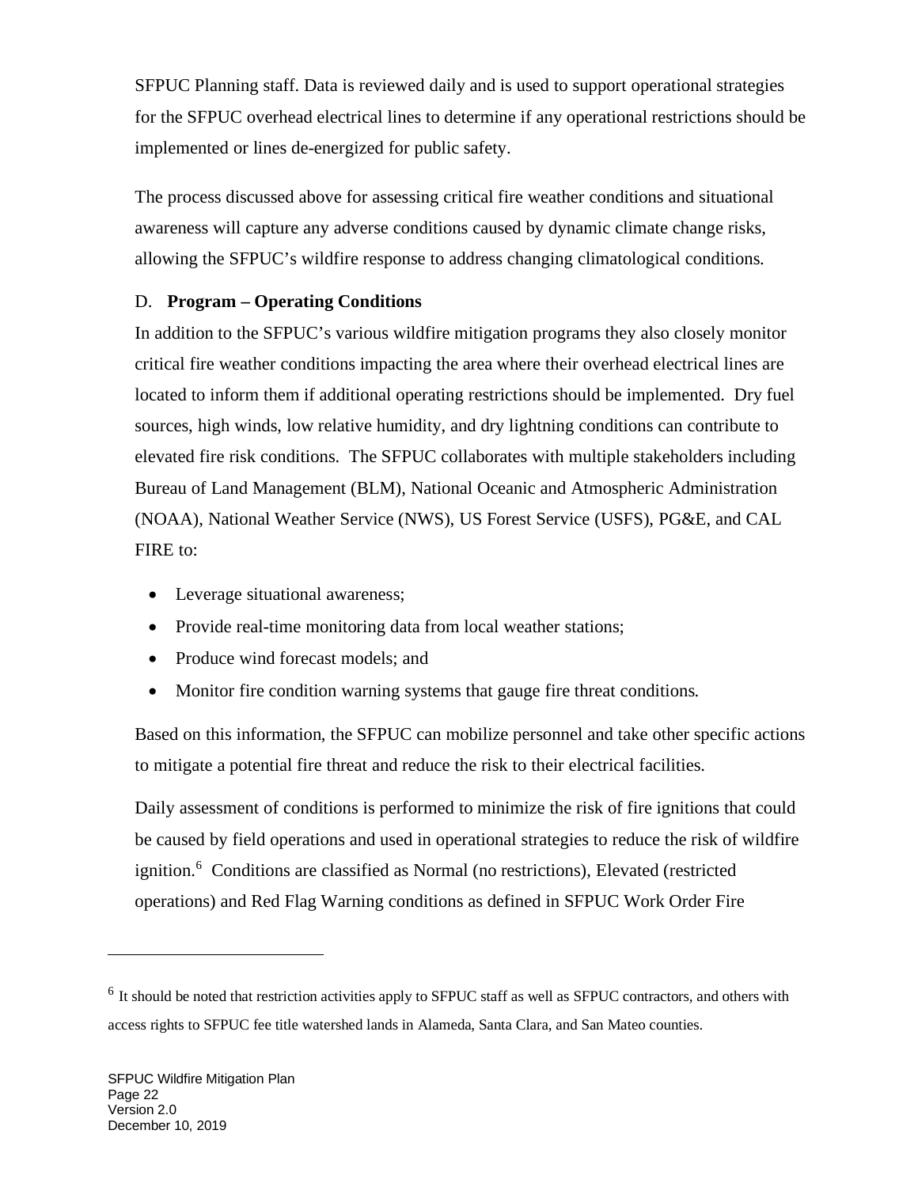SFPUC Planning staff. Data is reviewed daily and is used to support operational strategies for the SFPUC overhead electrical lines to determine if any operational restrictions should be implemented or lines de-energized for public safety.

The process discussed above for assessing critical fire weather conditions and situational awareness will capture any adverse conditions caused by dynamic climate change risks, allowing the SFPUC's wildfire response to address changing climatological conditions.

D. **Program – Operating Conditions**

In addition to the SFPUC's various wildfire mitigation programs they also closely monitor critical fire weather conditions impacting the area where their overhead electrical lines are located to inform them if additional operating restrictions should be implemented. Dry fuel sources, high winds, low relative humidity, and dry lightning conditions can contribute to elevated fire risk conditions. The SFPUC collaborates with multiple stakeholders including Bureau of Land Management (BLM), National Oceanic and Atmospheric Administration (NOAA), National Weather Service (NWS), US Forest Service (USFS), PG&E, and CAL FIRE to:

- Leverage situational awareness;
- Provide real-time monitoring data from local weather stations;
- Produce wind forecast models; and
- Monitor fire condition warning systems that gauge fire threat conditions.

Based on this information, the SFPUC can mobilize personnel and take other specific actions to mitigate a potential fire threat and reduce the risk to their electrical facilities.

Daily assessment of conditions is performed to minimize the risk of fire ignitions that could be caused by field operations and used in operational strategies to reduce the risk of wildfire ignition.[6] Conditions are classified as Normal (no restrictions), Elevated (restricted operations) and Red Flag Warning conditions as defined in SFPUC Work Order Fire

[6] It should be noted that restriction activities apply to SFPUC staff as well as SFPUC contractors, and others with access rights to SFPUC fee title watershed lands in Alameda, Santa Clara, and San Mateo counties.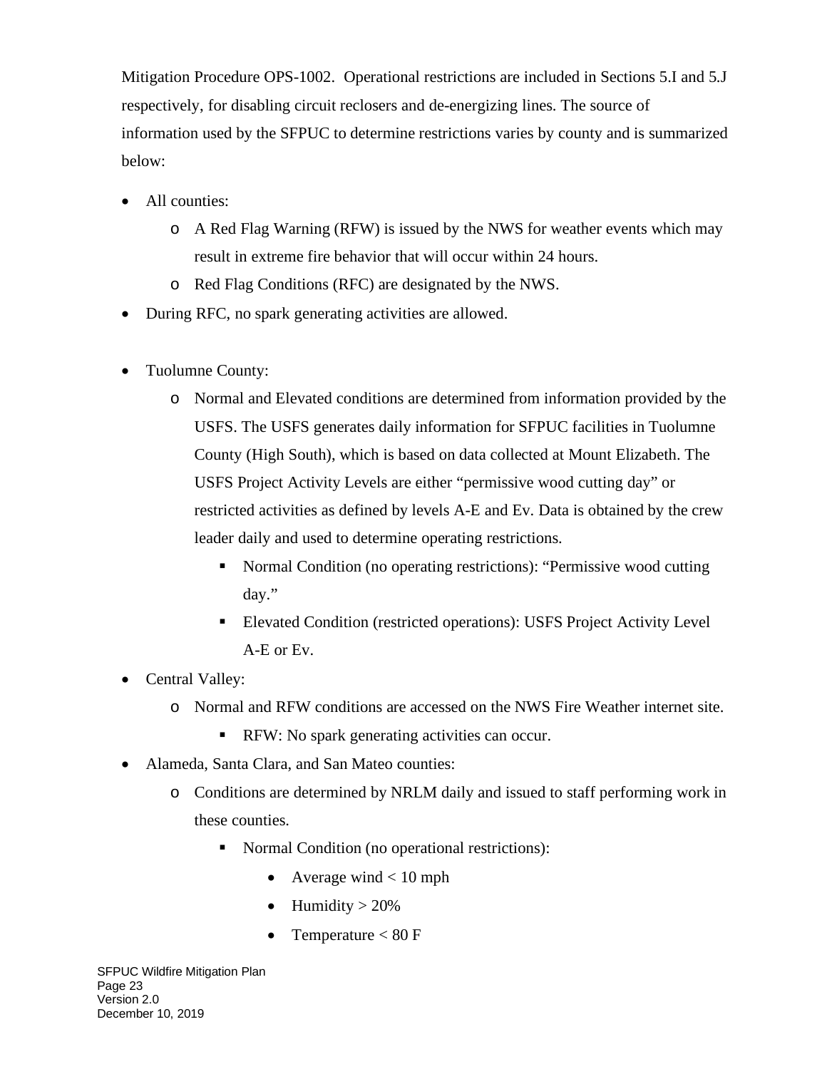Mitigation Procedure OPS-1002. Operational restrictions are included in Sections 5.I and 5.J respectively, for disabling circuit reclosers and de-energizing lines. The source of information used by the SFPUC to determine restrictions varies by county and is summarized below:

- All counties:
    - A Red Flag Warning (RFW) is issued by the NWS for weather events which may result in extreme fire behavior that will occur within 24 hours.
    - Red Flag Conditions (RFC) are designated by the NWS.
- During RFC, no spark generating activities are allowed.

- Tuolumne County:
    - Normal and Elevated conditions are determined from information provided by the USFS. The USFS generates daily information for SFPUC facilities in Tuolumne County (High South), which is based on data collected at Mount Elizabeth. The USFS Project Activity Levels are either "permissive wood cutting day" or restricted activities as defined by levels A-E and Ev. Data is obtained by the crew leader daily and used to determine operating restrictions.
        - Normal Condition (no operating restrictions): "Permissive wood cutting day."
        - Elevated Condition (restricted operations): USFS Project Activity Level A-E or Ev.
- Central Valley:
    - Normal and RFW conditions are accessed on the NWS Fire Weather internet site.
        - RFW: No spark generating activities can occur.
- Alameda, Santa Clara, and San Mateo counties:
    - Conditions are determined by NRLM daily and issued to staff performing work in these counties.
        - Normal Condition (no operational restrictions):
            - Average wind < 10 mph
            - Humidity > 20%
            - Temperature < 80 F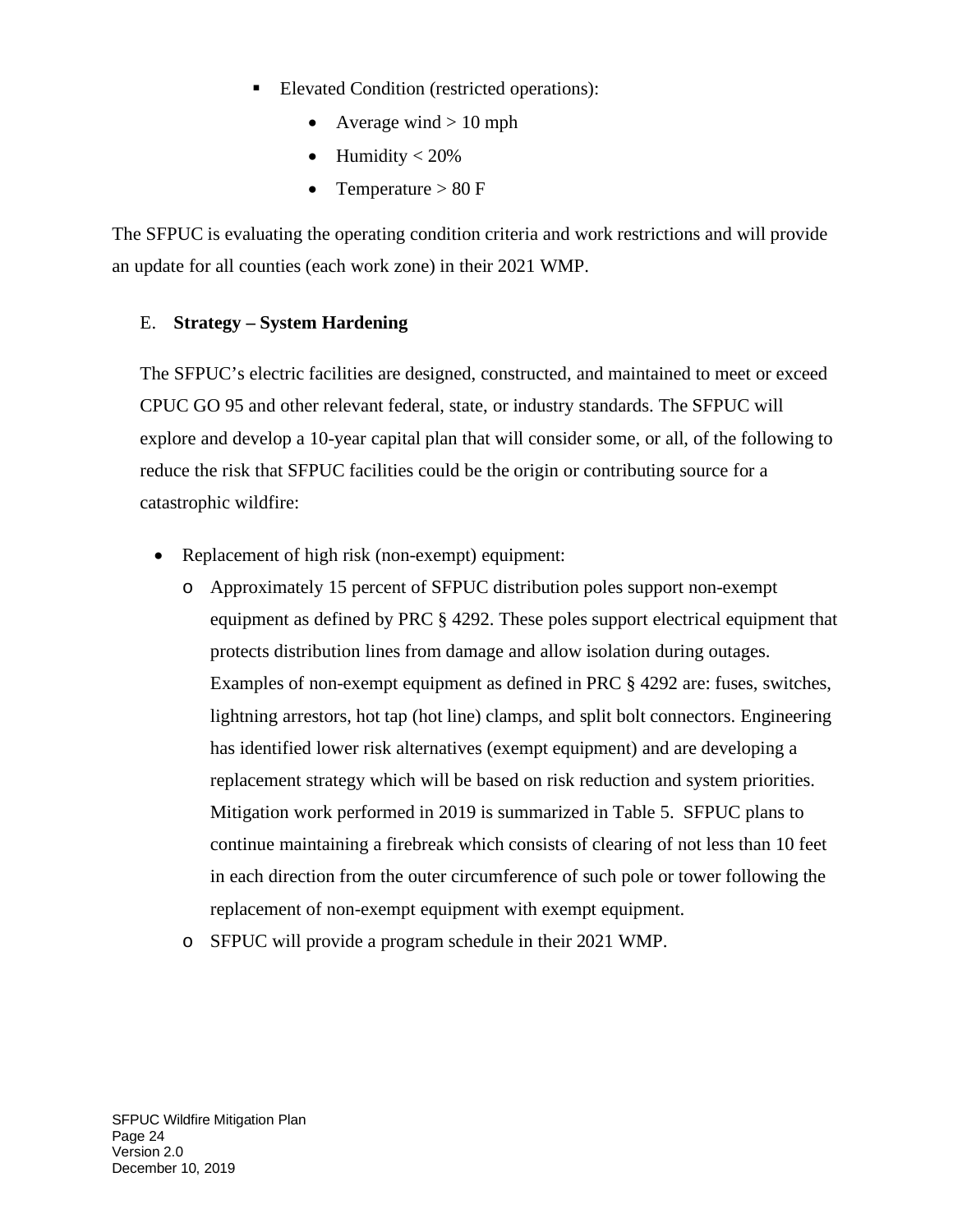- Elevated Condition (restricted operations):
  - Average wind > 10 mph
  - Humidity < 20%
  - Temperature > 80 F

The SFPUC is evaluating the operating condition criteria and work restrictions and will provide an update for all counties (each work zone) in their 2021 WMP.

E. **Strategy – System Hardening**

The SFPUC's electric facilities are designed, constructed, and maintained to meet or exceed CPUC GO 95 and other relevant federal, state, or industry standards. The SFPUC will explore and develop a 10-year capital plan that will consider some, or all, of the following to reduce the risk that SFPUC facilities could be the origin or contributing source for a catastrophic wildfire:

- Replacement of high risk (non-exempt) equipment:
  - Approximately 15 percent of SFPUC distribution poles support non-exempt equipment as defined by PRC § 4292. These poles support electrical equipment that protects distribution lines from damage and allow isolation during outages. Examples of non-exempt equipment as defined in PRC § 4292 are: fuses, switches, lightning arrestors, hot tap (hot line) clamps, and split bolt connectors. Engineering has identified lower risk alternatives (exempt equipment) and are developing a replacement strategy which will be based on risk reduction and system priorities. Mitigation work performed in 2019 is summarized in Table 5. SFPUC plans to continue maintaining a firebreak which consists of clearing of not less than 10 feet in each direction from the outer circumference of such pole or tower following the replacement of non-exempt equipment with exempt equipment.
  - SFPUC will provide a program schedule in their 2021 WMP.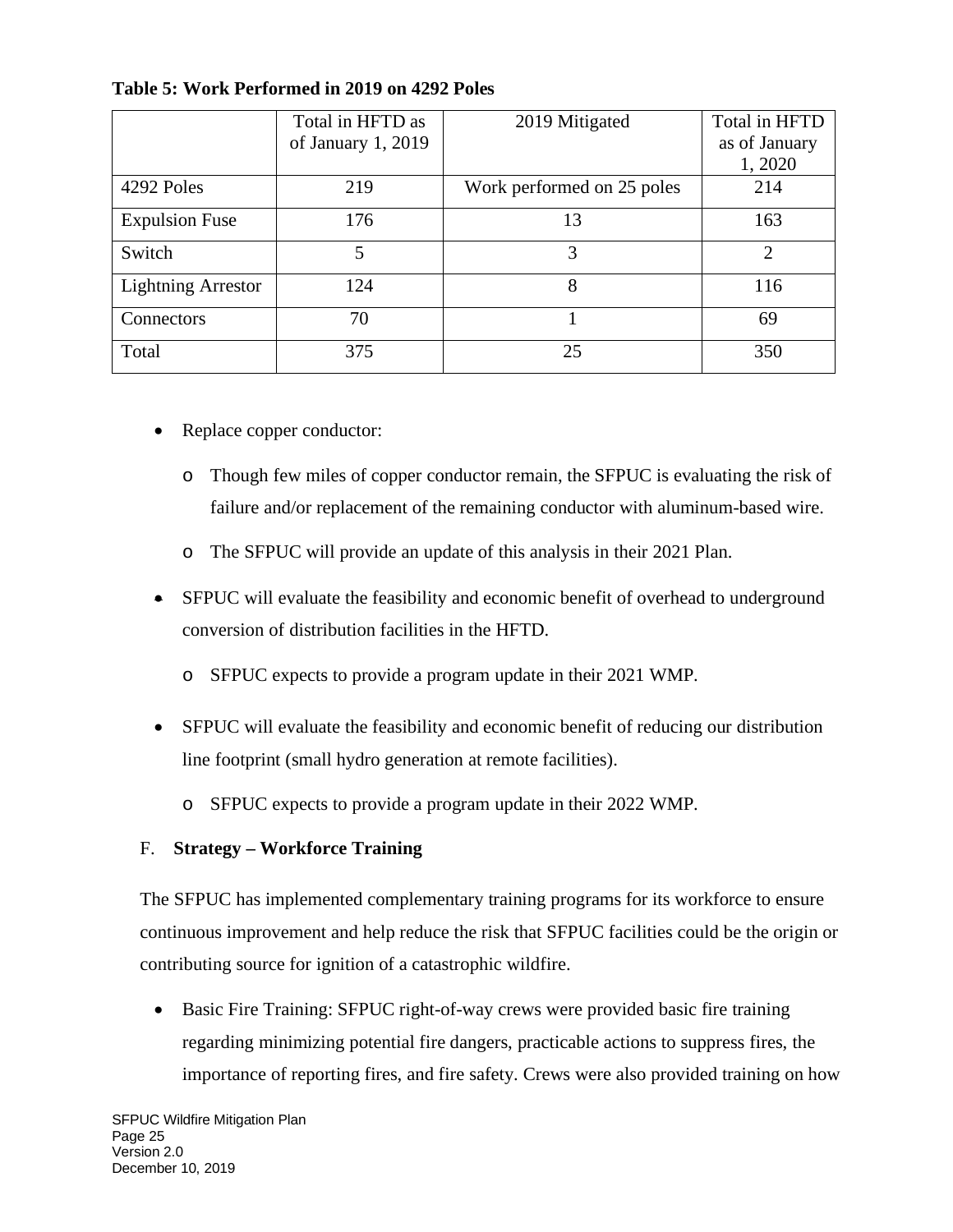**Table 5: Work Performed in 2019 on 4292 Poles**

| | Total in HFTD as of January 1, 2019 | 2019 Mitigated | Total in HFTD as of January 1, 2020 |
|---|---|---|---|
| 4292 Poles | 219 | Work performed on 25 poles | 214 |
| Expulsion Fuse | 176 | 13 | 163 |
| Switch | 5 | 3 | 2 |
| Lightning Arrestor | 124 | 8 | 116 |
| Connectors | 70 | 1 | 69 |
| Total | 375 | 25 | 350 |

- Replace copper conductor:
  - Though few miles of copper conductor remain, the SFPUC is evaluating the risk of failure and/or replacement of the remaining conductor with aluminum-based wire.
  - The SFPUC will provide an update of this analysis in their 2021 Plan.
- SFPUC will evaluate the feasibility and economic benefit of overhead to underground conversion of distribution facilities in the HFTD.
  - SFPUC expects to provide a program update in their 2021 WMP.
- SFPUC will evaluate the feasibility and economic benefit of reducing our distribution line footprint (small hydro generation at remote facilities).
  - SFPUC expects to provide a program update in their 2022 WMP.

F. **Strategy – Workforce Training**

The SFPUC has implemented complementary training programs for its workforce to ensure continuous improvement and help reduce the risk that SFPUC facilities could be the origin or contributing source for ignition of a catastrophic wildfire.

- Basic Fire Training: SFPUC right-of-way crews were provided basic fire training regarding minimizing potential fire dangers, practicable actions to suppress fires, the importance of reporting fires, and fire safety. Crews were also provided training on how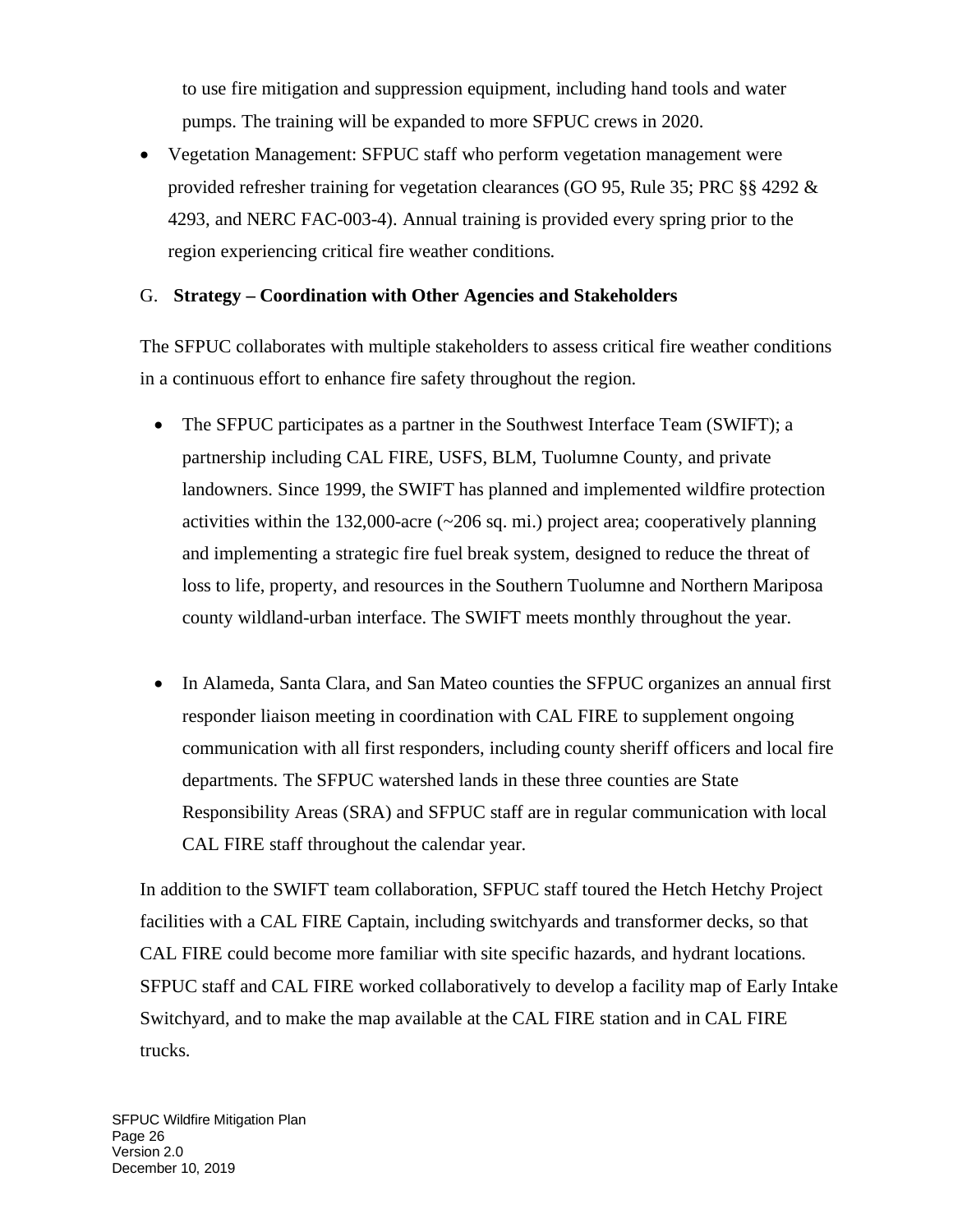to use fire mitigation and suppression equipment, including hand tools and water pumps. The training will be expanded to more SFPUC crews in 2020.

- Vegetation Management: SFPUC staff who perform vegetation management were provided refresher training for vegetation clearances (GO 95, Rule 35; PRC §§ 4292 & 4293, and NERC FAC-003-4). Annual training is provided every spring prior to the region experiencing critical fire weather conditions.

## G. Strategy – Coordination with Other Agencies and Stakeholders

The SFPUC collaborates with multiple stakeholders to assess critical fire weather conditions in a continuous effort to enhance fire safety throughout the region.

- The SFPUC participates as a partner in the Southwest Interface Team (SWIFT); a partnership including CAL FIRE, USFS, BLM, Tuolumne County, and private landowners. Since 1999, the SWIFT has planned and implemented wildfire protection activities within the 132,000-acre (~206 sq. mi.) project area; cooperatively planning and implementing a strategic fire fuel break system, designed to reduce the threat of loss to life, property, and resources in the Southern Tuolumne and Northern Mariposa county wildland-urban interface. The SWIFT meets monthly throughout the year.

- In Alameda, Santa Clara, and San Mateo counties the SFPUC organizes an annual first responder liaison meeting in coordination with CAL FIRE to supplement ongoing communication with all first responders, including county sheriff officers and local fire departments. The SFPUC watershed lands in these three counties are State Responsibility Areas (SRA) and SFPUC staff are in regular communication with local CAL FIRE staff throughout the calendar year.

In addition to the SWIFT team collaboration, SFPUC staff toured the Hetch Hetchy Project facilities with a CAL FIRE Captain, including switchyards and transformer decks, so that CAL FIRE could become more familiar with site specific hazards, and hydrant locations. SFPUC staff and CAL FIRE worked collaboratively to develop a facility map of Early Intake Switchyard, and to make the map available at the CAL FIRE station and in CAL FIRE trucks.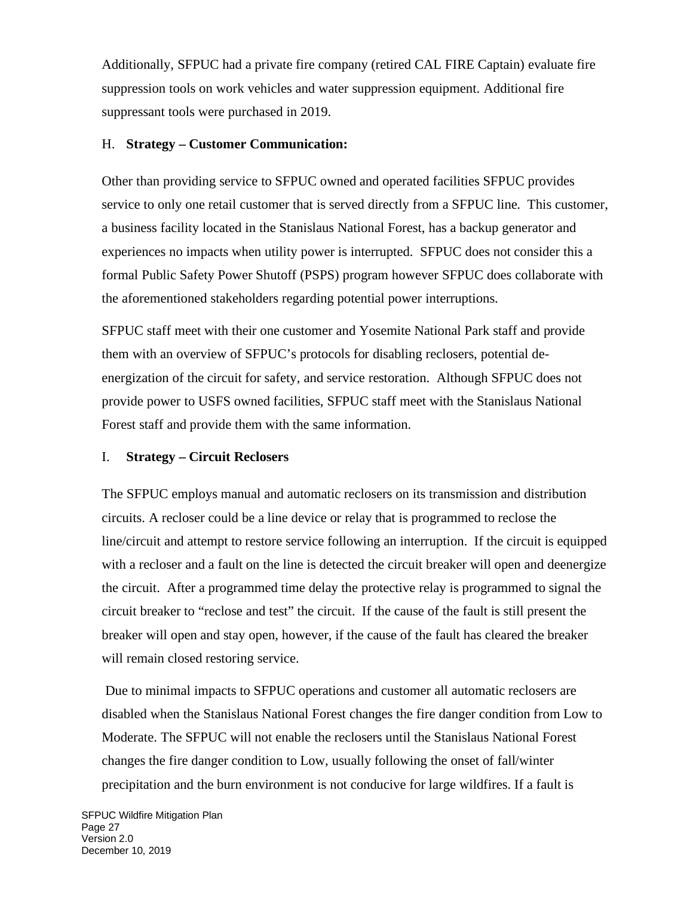Additionally, SFPUC had a private fire company (retired CAL FIRE Captain) evaluate fire suppression tools on work vehicles and water suppression equipment. Additional fire suppressant tools were purchased in 2019.

### H. **Strategy – Customer Communication:**

Other than providing service to SFPUC owned and operated facilities SFPUC provides service to only one retail customer that is served directly from a SFPUC line. This customer, a business facility located in the Stanislaus National Forest, has a backup generator and experiences no impacts when utility power is interrupted. SFPUC does not consider this a formal Public Safety Power Shutoff (PSPS) program however SFPUC does collaborate with the aforementioned stakeholders regarding potential power interruptions.

SFPUC staff meet with their one customer and Yosemite National Park staff and provide them with an overview of SFPUC's protocols for disabling reclosers, potential de-energization of the circuit for safety, and service restoration. Although SFPUC does not provide power to USFS owned facilities, SFPUC staff meet with the Stanislaus National Forest staff and provide them with the same information.

### I. **Strategy – Circuit Reclosers**

The SFPUC employs manual and automatic reclosers on its transmission and distribution circuits. A recloser could be a line device or relay that is programmed to reclose the line/circuit and attempt to restore service following an interruption. If the circuit is equipped with a recloser and a fault on the line is detected the circuit breaker will open and deenergize the circuit. After a programmed time delay the protective relay is programmed to signal the circuit breaker to "reclose and test" the circuit. If the cause of the fault is still present the breaker will open and stay open, however, if the cause of the fault has cleared the breaker will remain closed restoring service.

Due to minimal impacts to SFPUC operations and customer all automatic reclosers are disabled when the Stanislaus National Forest changes the fire danger condition from Low to Moderate. The SFPUC will not enable the reclosers until the Stanislaus National Forest changes the fire danger condition to Low, usually following the onset of fall/winter precipitation and the burn environment is not conducive for large wildfires. If a fault is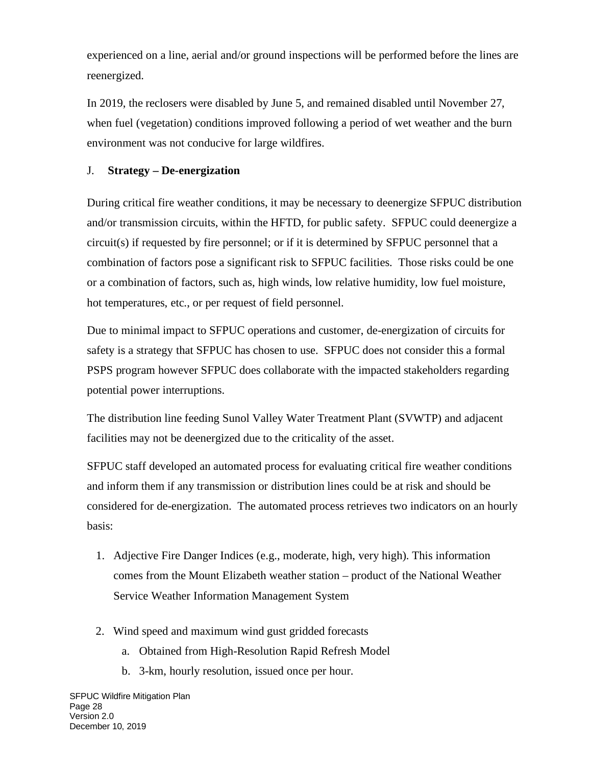experienced on a line, aerial and/or ground inspections will be performed before the lines are reenergized.

In 2019, the reclosers were disabled by June 5, and remained disabled until November 27, when fuel (vegetation) conditions improved following a period of wet weather and the burn environment was not conducive for large wildfires.

## J. Strategy – De-energization

During critical fire weather conditions, it may be necessary to deenergize SFPUC distribution and/or transmission circuits, within the HFTD, for public safety. SFPUC could deenergize a circuit(s) if requested by fire personnel; or if it is determined by SFPUC personnel that a combination of factors pose a significant risk to SFPUC facilities. Those risks could be one or a combination of factors, such as, high winds, low relative humidity, low fuel moisture, hot temperatures, etc., or per request of field personnel.

Due to minimal impact to SFPUC operations and customer, de-energization of circuits for safety is a strategy that SFPUC has chosen to use. SFPUC does not consider this a formal PSPS program however SFPUC does collaborate with the impacted stakeholders regarding potential power interruptions.

The distribution line feeding Sunol Valley Water Treatment Plant (SVWTP) and adjacent facilities may not be deenergized due to the criticality of the asset.

SFPUC staff developed an automated process for evaluating critical fire weather conditions and inform them if any transmission or distribution lines could be at risk and should be considered for de-energization. The automated process retrieves two indicators on an hourly basis:

1. Adjective Fire Danger Indices (e.g., moderate, high, very high). This information comes from the Mount Elizabeth weather station – product of the National Weather Service Weather Information Management System

2. Wind speed and maximum wind gust gridded forecasts
   a. Obtained from High-Resolution Rapid Refresh Model
   b. 3-km, hourly resolution, issued once per hour.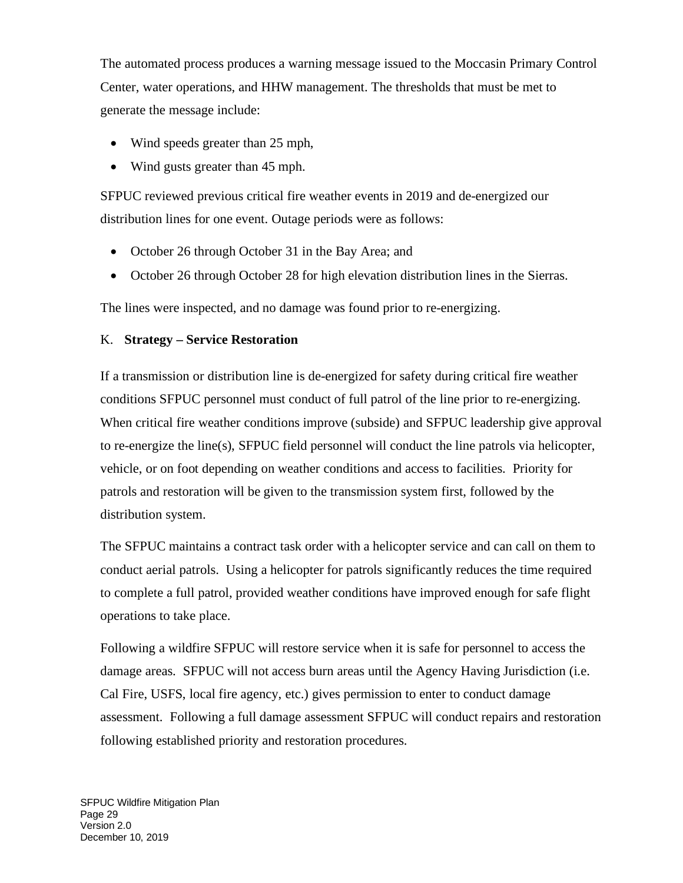The automated process produces a warning message issued to the Moccasin Primary Control Center, water operations, and HHW management. The thresholds that must be met to generate the message include:

- Wind speeds greater than 25 mph,
- Wind gusts greater than 45 mph.

SFPUC reviewed previous critical fire weather events in 2019 and de-energized our distribution lines for one event. Outage periods were as follows:

- October 26 through October 31 in the Bay Area; and
- October 26 through October 28 for high elevation distribution lines in the Sierras.

The lines were inspected, and no damage was found prior to re-energizing.

### K. **Strategy – Service Restoration**

If a transmission or distribution line is de-energized for safety during critical fire weather conditions SFPUC personnel must conduct of full patrol of the line prior to re-energizing. When critical fire weather conditions improve (subside) and SFPUC leadership give approval to re-energize the line(s), SFPUC field personnel will conduct the line patrols via helicopter, vehicle, or on foot depending on weather conditions and access to facilities. Priority for patrols and restoration will be given to the transmission system first, followed by the distribution system.

The SFPUC maintains a contract task order with a helicopter service and can call on them to conduct aerial patrols. Using a helicopter for patrols significantly reduces the time required to complete a full patrol, provided weather conditions have improved enough for safe flight operations to take place.

Following a wildfire SFPUC will restore service when it is safe for personnel to access the damage areas. SFPUC will not access burn areas until the Agency Having Jurisdiction (i.e. Cal Fire, USFS, local fire agency, etc.) gives permission to enter to conduct damage assessment. Following a full damage assessment SFPUC will conduct repairs and restoration following established priority and restoration procedures.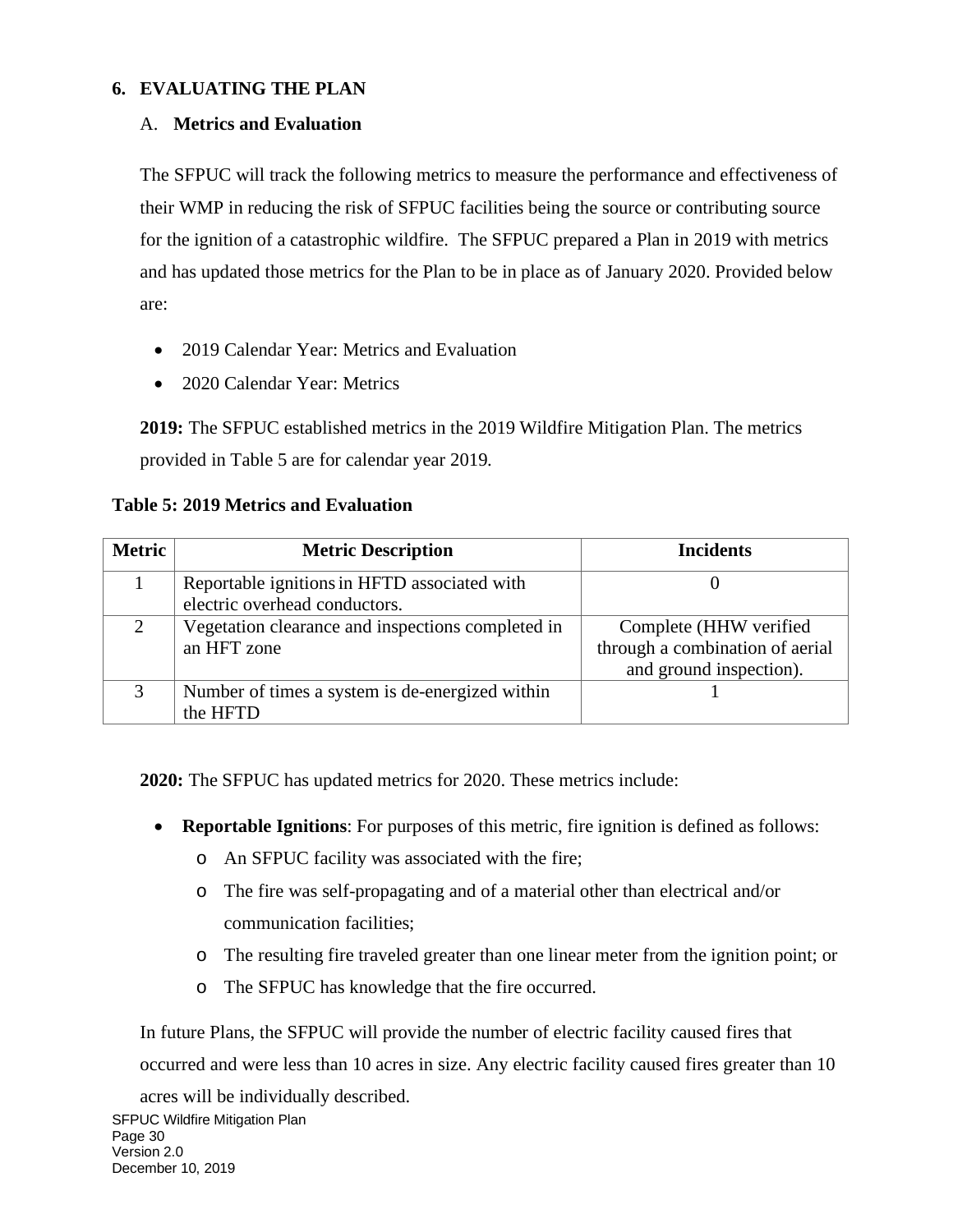## 6. EVALUATING THE PLAN

### A. Metrics and Evaluation

The SFPUC will track the following metrics to measure the performance and effectiveness of their WMP in reducing the risk of SFPUC facilities being the source or contributing source for the ignition of a catastrophic wildfire. The SFPUC prepared a Plan in 2019 with metrics and has updated those metrics for the Plan to be in place as of January 2020. Provided below are:

- 2019 Calendar Year: Metrics and Evaluation
- 2020 Calendar Year: Metrics

**2019:** The SFPUC established metrics in the 2019 Wildfire Mitigation Plan. The metrics provided in Table 5 are for calendar year 2019.

**Table 5: 2019 Metrics and Evaluation**

| Metric | Metric Description | Incidents |
|---|---|---|
| 1 | Reportable ignitions in HFTD associated with electric overhead conductors. | 0 |
| 2 | Vegetation clearance and inspections completed in an HFT zone | Complete (HHW verified through a combination of aerial and ground inspection). |
| 3 | Number of times a system is de-energized within the HFTD | 1 |

**2020:** The SFPUC has updated metrics for 2020. These metrics include:

- **Reportable Ignitions**: For purposes of this metric, fire ignition is defined as follows:
  - An SFPUC facility was associated with the fire;
  - The fire was self-propagating and of a material other than electrical and/or communication facilities;
  - The resulting fire traveled greater than one linear meter from the ignition point; or
  - The SFPUC has knowledge that the fire occurred.

In future Plans, the SFPUC will provide the number of electric facility caused fires that occurred and were less than 10 acres in size. Any electric facility caused fires greater than 10 acres will be individually described.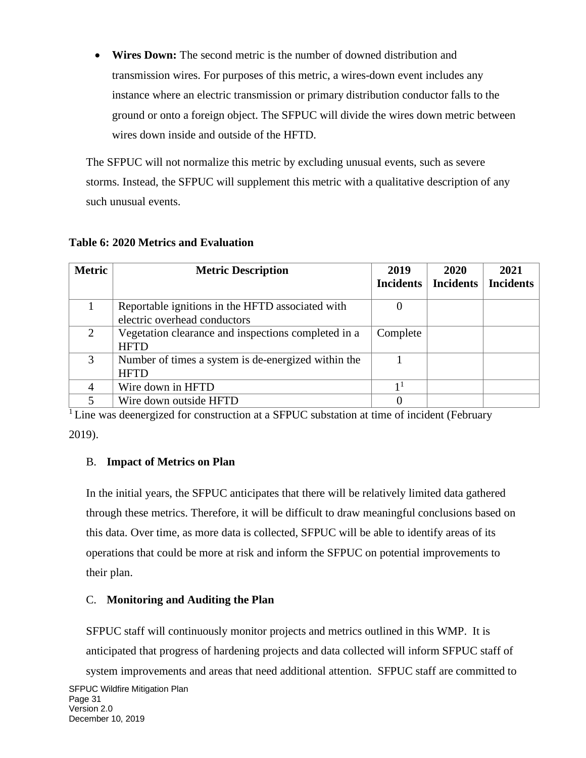- **Wires Down:** The second metric is the number of downed distribution and transmission wires. For purposes of this metric, a wires-down event includes any instance where an electric transmission or primary distribution conductor falls to the ground or onto a foreign object. The SFPUC will divide the wires down metric between wires down inside and outside of the HFTD.

The SFPUC will not normalize this metric by excluding unusual events, such as severe storms. Instead, the SFPUC will supplement this metric with a qualitative description of any such unusual events.

**Table 6: 2020 Metrics and Evaluation**

| Metric | Metric Description | 2019 Incidents | 2020 Incidents | 2021 Incidents |
|---|---|---|---|---|
| 1 | Reportable ignitions in the HFTD associated with electric overhead conductors | 0 | | |
| 2 | Vegetation clearance and inspections completed in a HFTD | Complete | | |
| 3 | Number of times a system is de-energized within the HFTD | 1 | | |
| 4 | Wire down in HFTD | 1[1] | | |
| 5 | Wire down outside HFTD | 0 | | |

[1] Line was deenergized for construction at a SFPUC substation at time of incident (February 2019).

B. **Impact of Metrics on Plan**

In the initial years, the SFPUC anticipates that there will be relatively limited data gathered through these metrics. Therefore, it will be difficult to draw meaningful conclusions based on this data. Over time, as more data is collected, SFPUC will be able to identify areas of its operations that could be more at risk and inform the SFPUC on potential improvements to their plan.

C. **Monitoring and Auditing the Plan**

SFPUC staff will continuously monitor projects and metrics outlined in this WMP. It is anticipated that progress of hardening projects and data collected will inform SFPUC staff of system improvements and areas that need additional attention. SFPUC staff are committed to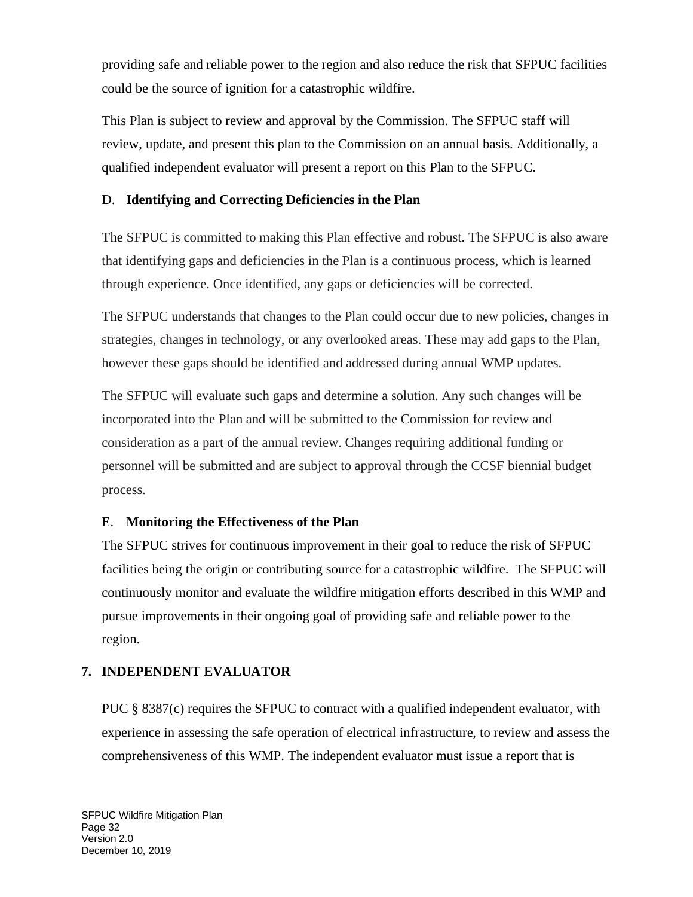providing safe and reliable power to the region and also reduce the risk that SFPUC facilities could be the source of ignition for a catastrophic wildfire.

This Plan is subject to review and approval by the Commission. The SFPUC staff will review, update, and present this plan to the Commission on an annual basis. Additionally, a qualified independent evaluator will present a report on this Plan to the SFPUC.

### D. Identifying and Correcting Deficiencies in the Plan

The SFPUC is committed to making this Plan effective and robust. The SFPUC is also aware that identifying gaps and deficiencies in the Plan is a continuous process, which is learned through experience. Once identified, any gaps or deficiencies will be corrected.

The SFPUC understands that changes to the Plan could occur due to new policies, changes in strategies, changes in technology, or any overlooked areas. These may add gaps to the Plan, however these gaps should be identified and addressed during annual WMP updates.

The SFPUC will evaluate such gaps and determine a solution. Any such changes will be incorporated into the Plan and will be submitted to the Commission for review and consideration as a part of the annual review. Changes requiring additional funding or personnel will be submitted and are subject to approval through the CCSF biennial budget process.

### E. Monitoring the Effectiveness of the Plan

The SFPUC strives for continuous improvement in their goal to reduce the risk of SFPUC facilities being the origin or contributing source for a catastrophic wildfire. The SFPUC will continuously monitor and evaluate the wildfire mitigation efforts described in this WMP and pursue improvements in their ongoing goal of providing safe and reliable power to the region.

## 7. INDEPENDENT EVALUATOR

PUC § 8387(c) requires the SFPUC to contract with a qualified independent evaluator, with experience in assessing the safe operation of electrical infrastructure, to review and assess the comprehensiveness of this WMP. The independent evaluator must issue a report that is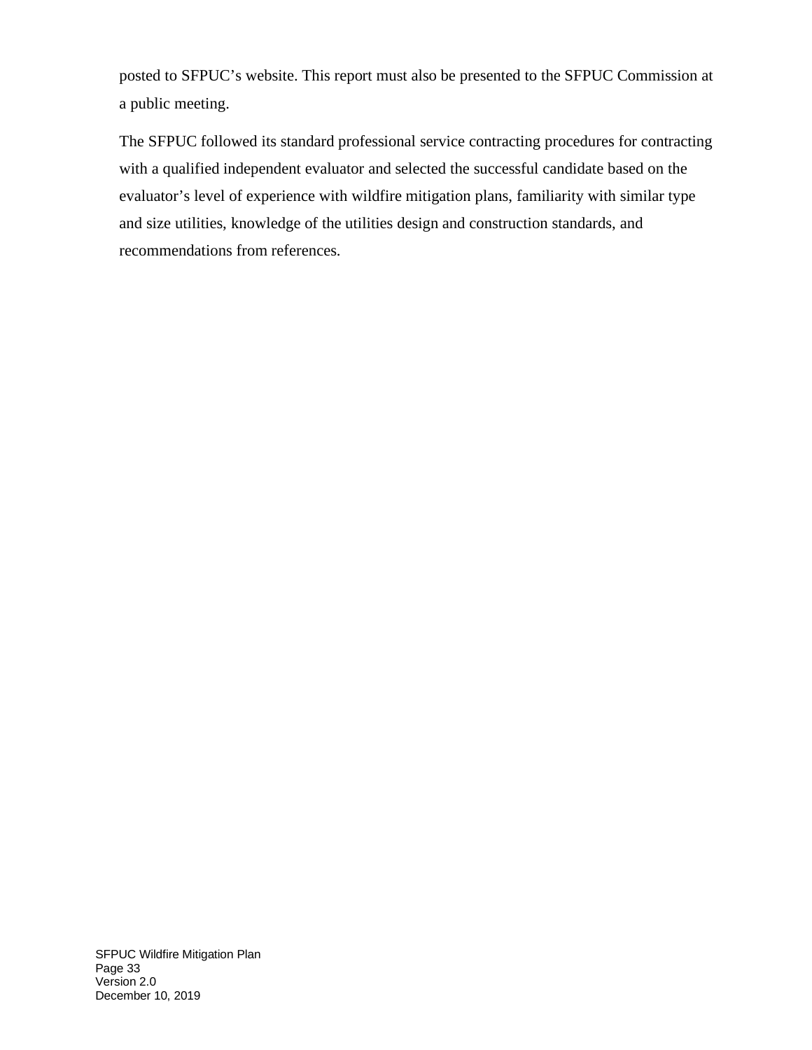posted to SFPUC's website. This report must also be presented to the SFPUC Commission at a public meeting.

The SFPUC followed its standard professional service contracting procedures for contracting with a qualified independent evaluator and selected the successful candidate based on the evaluator's level of experience with wildfire mitigation plans, familiarity with similar type and size utilities, knowledge of the utilities design and construction standards, and recommendations from references.